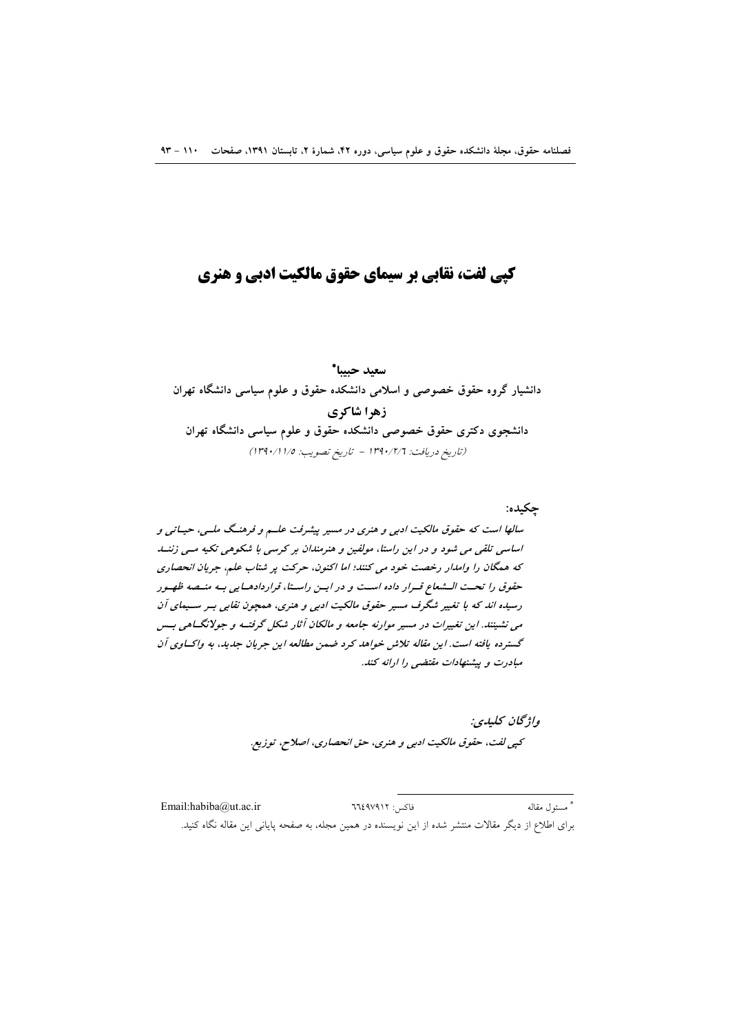# کپی لفت، نقابی بر سیمای حقوق مالکیت ادبی و هنری

**سعید حبیبا***

**دانشیار گروه حقوق خصوصی و اسلامی دانشکده حقوق و علوم سیاسی دانشگاه تهران**

**زهرا شاکری**

**دانشجوی دکتری حقوق خصوصی دانشکده حقوق و علوم سیاسی دانشگاه تهران**

*(تاریخ دریافت: ۱۳۹۰/۲/۶ - تاریخ تصویب: ۱۳۹۰/۱۱/۵)*

**چکیده:**

*سالها است که حقوق مالکیت ادبی و هنری در مسیر پیشرفت علم و فرهنگ ملی، حیاتی و اساسی تلقی می شود و در این راستا، مولفین و هنرمندان بر کرسی با شکوهی تکیه می زنند که همگان را وامدار رخصت خود می کنند؛ اما اکنون، حرکت پر شتاب علم، جریان انحصاری حقوق را تحت الشعاع قرار داده است و در این راستا، قراردادهایی به منصه ظهور رسیده اند که با تغییر شگرف مسیر حقوق مالکیت ادبی و هنری، همچون نقابی بر سیمای آن می نشینند. این تغییرات در مسیر موازنه جامعه و مالکان آثار شکل گرفته و جولانگاهی بس گسترده یافته است. این مقاله تلاش خواهد کرد ضمن مطالعه این جریان جدید، به واکاوی آن مبادرت و پیشنهادات مقتضی را ارائه کند.*

***واژگان کلیدی:***

*کپی لفت، حقوق مالکیت ادبی و هنری، حق انحصاری، اصلاح، توزیع.*

---

\* مسئول مقاله                    فاکس: ۶۶۴۹۷۹۱۲                    Email:habiba@ut.ac.ir

برای اطلاع از دیگر مقالات منتشر شده از این نویسنده در همین مجله، به صفحه پایانی این مقاله نگاه کنید.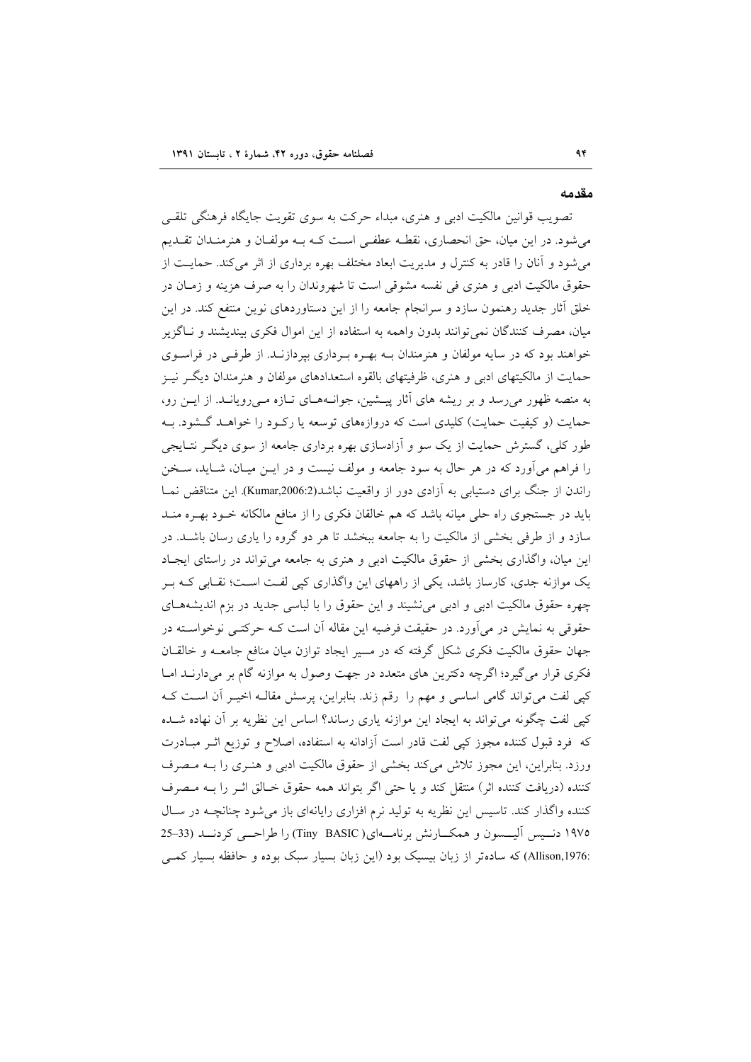## مقدمه

تصویب قوانین مالکیت ادبی و هنری، مبداء حرکت به سوی تقویت جایگاه فرهنگی تلقی می‌شود. در این میان، حق انحصاری، نقطه عطفی است که به مولفان و هنرمندان تقدیم می‌شود و آنان را قادر به کنترل و مدیریت ابعاد مختلف بهره برداری از اثر می‌کند. حمایت از حقوق مالکیت ادبی و هنری فی نفسه مشوقی است تا شهروندان را به صرف هزینه و زمان در خلق آثار جدید رهنمون سازد و سرانجام جامعه را از این دستاوردهای نوین منتفع کند. در این میان، مصرف کنندگان نمی‌توانند بدون واهمه به استفاده از این اموال فکری بیندیشند و ناگزیر خواهند بود که در سایه مولفان و هنرمندان به بهره برداری بپردازند. از طرفی در فراسوی حمایت از مالکیتهای ادبی و هنری، ظرفیتهای بالقوه استعدادهای مولفان و هنرمندان دیگر نیز به منصه ظهور می‌رسد و بر ریشه های آثار پیشین، جوانه‌های تازه می‌رویانند. از این رو، حمایت (و کیفیت حمایت) کلیدی است که دروازه‌های توسعه یا رکود را خواهد گشود. به طور کلی، گسترش حمایت از یک سو و آزادسازی بهره برداری جامعه از سوی دیگر نتایجی را فراهم می‌آورد که در هر حال به سود جامعه و مولف نیست و در این میان، شاید، سخن راندن از جنگ برای دستیابی به آزادی دور از واقعیت نباشد(Kumar,2006:2). این متناقض نما باید در جستجوی راه حلی میانه باشد که هم خالقان فکری را از منافع مالکانه خود بهره مند سازد و از طرفی بخشی از مالکیت را به جامعه ببخشد تا هر دو گروه را یاری رسان باشد. در این میان، واگذاری بخشی از حقوق مالکیت ادبی و هنری به جامعه می‌تواند در راستای ایجاد یک موازنه جدی، کارساز باشد، یکی از راههای این واگذاری کپی لفت است؛ نقابی که بر چهره حقوق مالکیت ادبی و ادبی می‌نشیند و این حقوق را با لباسی جدید در بزم اندیشه‌های حقوقی به نمایش در می‌آورد. در حقیقت فرضیه این مقاله آن است که حرکتی نوخواسته در جهان حقوق مالکیت فکری شکل گرفته که در مسیر ایجاد توازن میان منافع جامعه و خالقان فکری قرار می‌گیرد؛ اگرچه دکترین های متعدد در جهت وصول به موازنه گام بر می‌دارند اما کپی لفت می‌تواند گامی اساسی و مهم را رقم زند. بنابراین، پرسش مقاله اخیر آن است که کپی لفت چگونه می‌تواند به ایجاد این موازنه یاری رساند؟ اساس این نظریه بر آن نهاده شده که فرد قبول کننده مجوز کپی لفت قادر است آزادانه به استفاده، اصلاح و توزیع اثر مبادرت ورزد. بنابراین، این مجوز تلاش می‌کند بخشی از حقوق مالکیت ادبی و هنری را به مصرف کننده (دریافت کننده اثر) منتقل کند و یا حتی اگر بتواند همه حقوق خالق اثر را به مصرف کننده واگذار کند. تاسیس این نظریه به تولید نرم افزاری رایانه‌ای باز می‌شود چنانچه در سال ۱۹۷۵ دنیس آلیسون و همکارانش برنامه‌ای( Tiny BASIC) را طراحی کردند (33–25 :Allison,1976) که ساده‌تر از زبان بیسیک بود (این زبان بسیار سبک بوده و حافظه بسیار کمی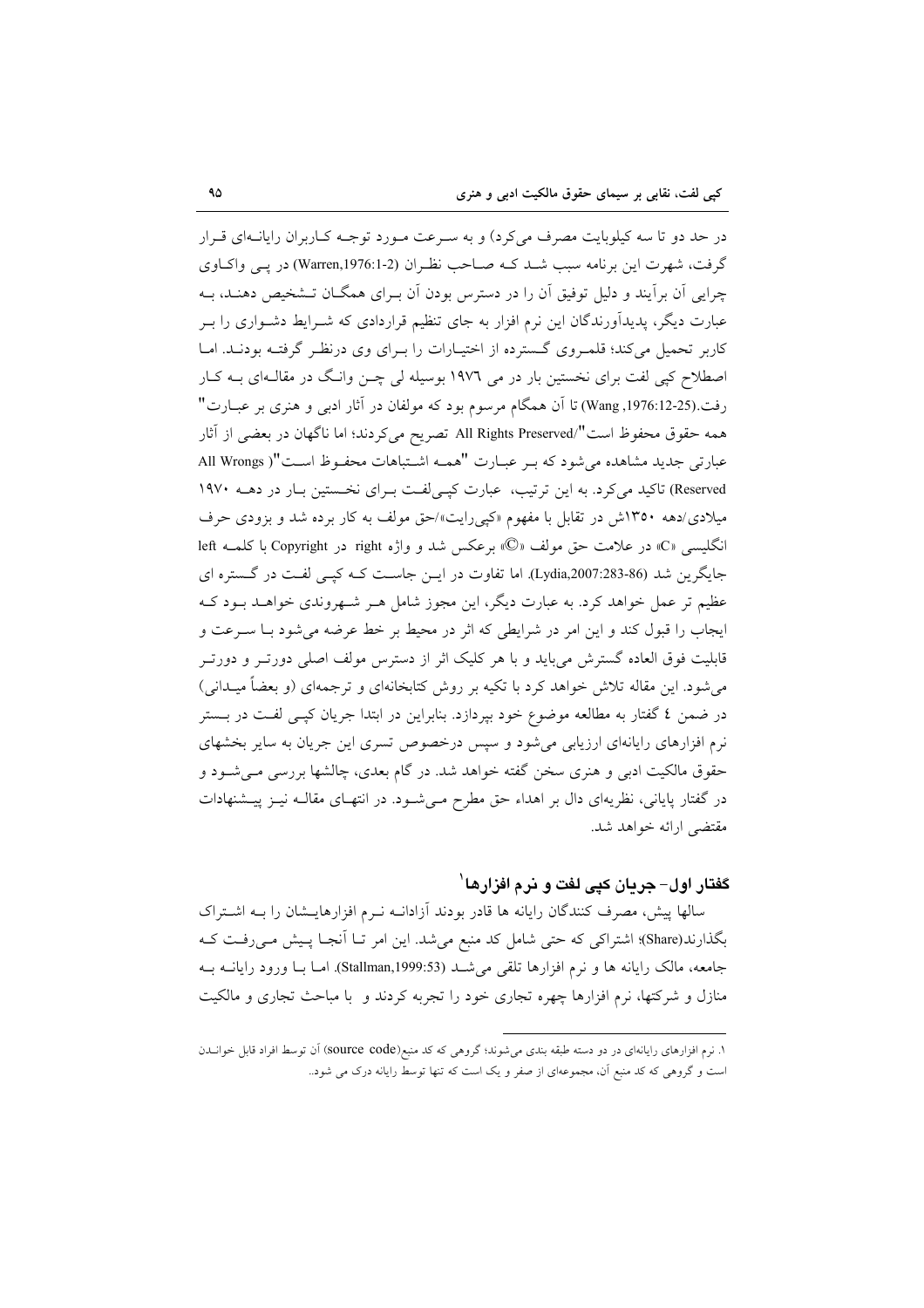در حد دو تا سه کیلوبایت مصرف می‌کرد) و به سرعت مورد توجه کاربران رایانه‌ای قرار گرفت، شهرت این برنامه سبب شد که صاحب نظران (Warren,1976:1-2) در پی واکاوی چرایی آن برآیند و دلیل توفیق آن را در دسترس بودن آن برای همگان تشخیص دهند، به عبارت دیگر، پدیدآورندگان این نرم افزار به جای تنظیم قراردادی که شرایط دشواری را بر کاربر تحمیل می‌کند؛ قلمروی گسترده از اختیارات را برای وی درنظر گرفته بودند. اما اصطلاح کپی لفت برای نخستین بار در می ۱۹۷٦ بوسیله لی چن وانگ در مقاله‌ای به کار رفت.(Wang ,1976:12-25) تا آن همگام مرسوم بود که مولفان در آثار ادبی و هنری بر عبارت "همه حقوق محفوظ است"/All Rights Preserved تصریح می‌کردند؛ اما ناگهان در بعضی از آثار عبارتی جدید مشاهده می‌شود که بر عبارت "همه اشتباهات محفوظ است"( All Wrongs Reserved) تاکید می‌کرد. به این ترتیب، عبارت کپی‌لفت برای نخستین بار در دهه ۱۹۷۰ میلادی/دهه ۱۳۵۰ش در تقابل با مفهوم «کپی‌رایت»/حق مولف به کار برده شد و بزودی حرف انگلیسی «C» در علامت حق مولف «©» برعکس شد و واژه right در Copyright با کلمه left جایگزین شد (Lydia,2007:283-86). اما تفاوت در این جاست که کپی لفت در گستره ای عظیم تر عمل خواهد کرد. به عبارت دیگر، این مجوز شامل هر شهروندی خواهد بود که ایجاب را قبول کند و این امر در شرایطی که اثر در محیط بر خط عرضه می‌شود با سرعت و قابلیت فوق العاده گسترش می‌یابد و با هر کلیک اثر از دسترس مولف اصلی دورتر و دورتر می‌شود. این مقاله تلاش خواهد کرد با تکیه بر روش کتابخانه‌ای و ترجمه‌ای (و بعضاً میدانی) در ضمن ٤ گفتار به مطالعه موضوع خود بپردازد. بنابراین در ابتدا جریان کپی لفت در بستر نرم افزارهای رایانه‌ای ارزیابی می‌شود و سپس درخصوص تسری این جریان به سایر بخشهای حقوق مالکیت ادبی و هنری سخن گفته خواهد شد. در گام بعدی، چالشها بررسی می‌شود و در گفتار پایانی، نظریه‌ای دال بر اهداء حق مطرح می‌شود. در انتهای مقاله نیز پیشنهادات مقتضی ارائه خواهد شد.

## گفتار اول- جریان کپی لفت و نرم افزارها[1]

سالها پیش، مصرف کنندگان رایانه ها قادر بودند آزادانه نرم افزارهایشان را به اشتراک بگذارند(Share)؛ اشتراکی که حتی شامل کد منبع می‌شد. این امر تا آنجا پیش می‌رفت که جامعه، مالک رایانه ها و نرم افزارها تلقی می‌شد (Stallman,1999:53). اما با ورود رایانه به منازل و شرکتها، نرم افزارها چهره تجاری خود را تجربه کردند و با مباحث تجاری و مالکیت

---

۱. نرم افزارهای رایانه‌ای در دو دسته طبقه بندی می‌شوند؛ گروهی که کد منبع(source code) آن توسط افراد قابل خواندن است و گروهی که کد منبع آن، مجموعه‌ای از صفر و یک است که تنها توسط رایانه درک می شود.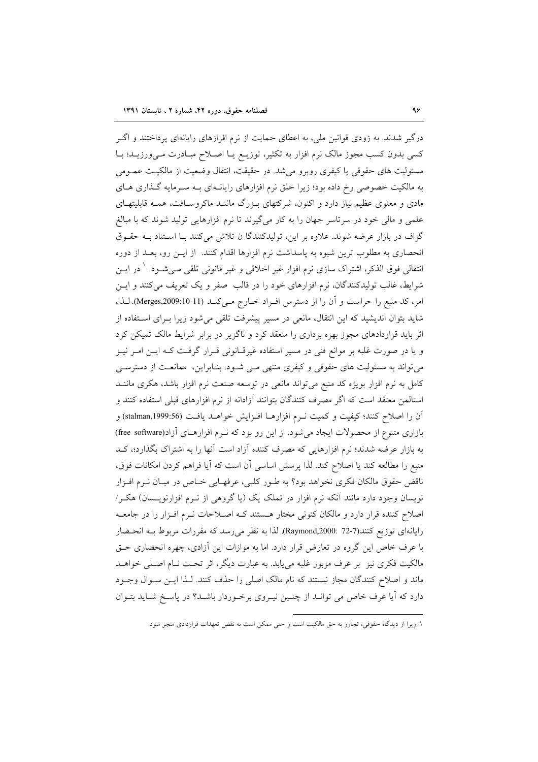درگیر شدند. به زودی قوانین ملی، به اعطای حمایت از نرم افزارهای رایانه‌ای پرداختند و اگـر کسی بدون کسب مجوز مالک نرم افزار به تکثیر، توزیـع یـا اصـلاح مبـادرت مـی‌ورزیـد؛ بـا مسئولیت های حقوقی یا کیفری روبرو می‌شد. در حقیقت، انتقال وضعیت از مالکیـت عمـومی به مالکیت خصوصی رخ داده بود؛ زیرا خلق نرم افزارهای رایانـه‌ای بـه سـرمایه گـذاری هـای مادی و معنوی عظیم نیاز دارد و اکنون، شرکتهای بـزرگ ماننـد ماکروسـافت، همـه قابلیتهـای علمی و مالی خود در سرتاسر جهان را به کار می‌گیرند تا نرم افزارهایی تولید شوند که با مبالغ گزاف در بازار عرضه شوند. علاوه بر این، تولیدکنندگا ن تلاش می‌کنند بـا اسـتناد بـه حقـوق انحصاری به مطلوب ترین شیوه به پاسداشت نرم افزارها اقدام کنند. از ایـن رو، بعـد از دوره انتقالی فوق الذکر، اشتراک سازی نرم افزار غیر اخلاقی و غیر قانونی تلقی مـی‌شـود.[1] در ایـن شرایط، غالب تولیدکنندگان، نرم افزارهای خود را در قالب صفر و یک تعریف می‌کنند و ایـن امر، کد منبع را حراست و آن را از دسترس افـراد خـارج مـی‌کنـد (Merges,2009:10-11). لـذا، شاید بتوان اندیشید که این انتقال، مانعی در مسیر پیشرفت تلقی می‌شود زیرا بـرای اسـتفاده از اثر باید قراردادهای مجوز بهره برداری را منعقد کرد و ناگزیر در برابر شرایط مالک تمیکن کرد و یا در صورت غلبه بر موانع فنی در مسیر استفاده غیرقـانونی قـرار گرفـت کـه ایـن امـر نیـز می‌تواند به مسئولیت های حقوقی و کیفری منتهی مـی شـود. بنـابراین، ممانعـت از دسترسـی کامل به نرم افزار بویژه کد منبع می‌تواند مانعی در توسعه صنعت نرم افزار باشد، هکری ماننـد استالمن معتقد است که اگر مصرف کنندگان بتوانند آزادانه از نرم افزارهای قبلی استفاده کنند و آن را اصلاح کنند؛ کیفیت و کمیت نـرم افزارهـا افـزایش خواهـد یافـت (stalman,1999:56) و بازاری متنوع از محصولات ایجاد می‌شود. از این رو بود که نـرم افزارهـای آزاد(free software) به بازار عرضه شدند؛ نرم افزارهایی که مصرف کننده آزاد است آنها را به اشتراک بگذارد؛، کـد منبع را مطالعه کند یا اصلاح کند. لذا پرسش اساسی آن است که آیا فراهم کردن امکانات فوق، ناقض حقوق مالکان فکری نخواهد بود؟ به طـور کلـی، عرفهـایی خـاص در میـان نـرم افـزار نویسان وجود دارد مانند آنکه نرم افزار در تملک یک (یا گروهی از نـرم افزارنویـسان) هکـر/ اصلاح کننده قرار دارد و مالکان کنونی مختار هـستند کـه اصـلاحات نـرم افـزار را در جامعـه رایانه‌ای توزیع کنند(Raymond,2000: 72-7). لذا به نظر می‌رسد که مقررات مربوط بـه انحـصار با عرف خاص این گروه در تعارض قرار دارد. اما به موازات این آزادی، چهره انحصاری حـق مالکیت فکری نیز بر عرف مزبور غلبه می‌یابد. به عبارت دیگر، اثر تحـت نـام اصـلی خواهـد ماند و اصلاح کنندگان مجاز نیستند که نام مالک اصلی را حذف کنند. لـذا ایـن سـوال وجـود دارد که آیا عرف خاص می توانـد از چنـین نیـروی برخـوردار باشـد؟ در پاسـخ شـاید بتـوان

---

[1] زیرا از دیدگاه حقوقی، تجاوز به حق مالکیت است و حتی ممکن است به نقض تعهدات قراردادی منجر شود.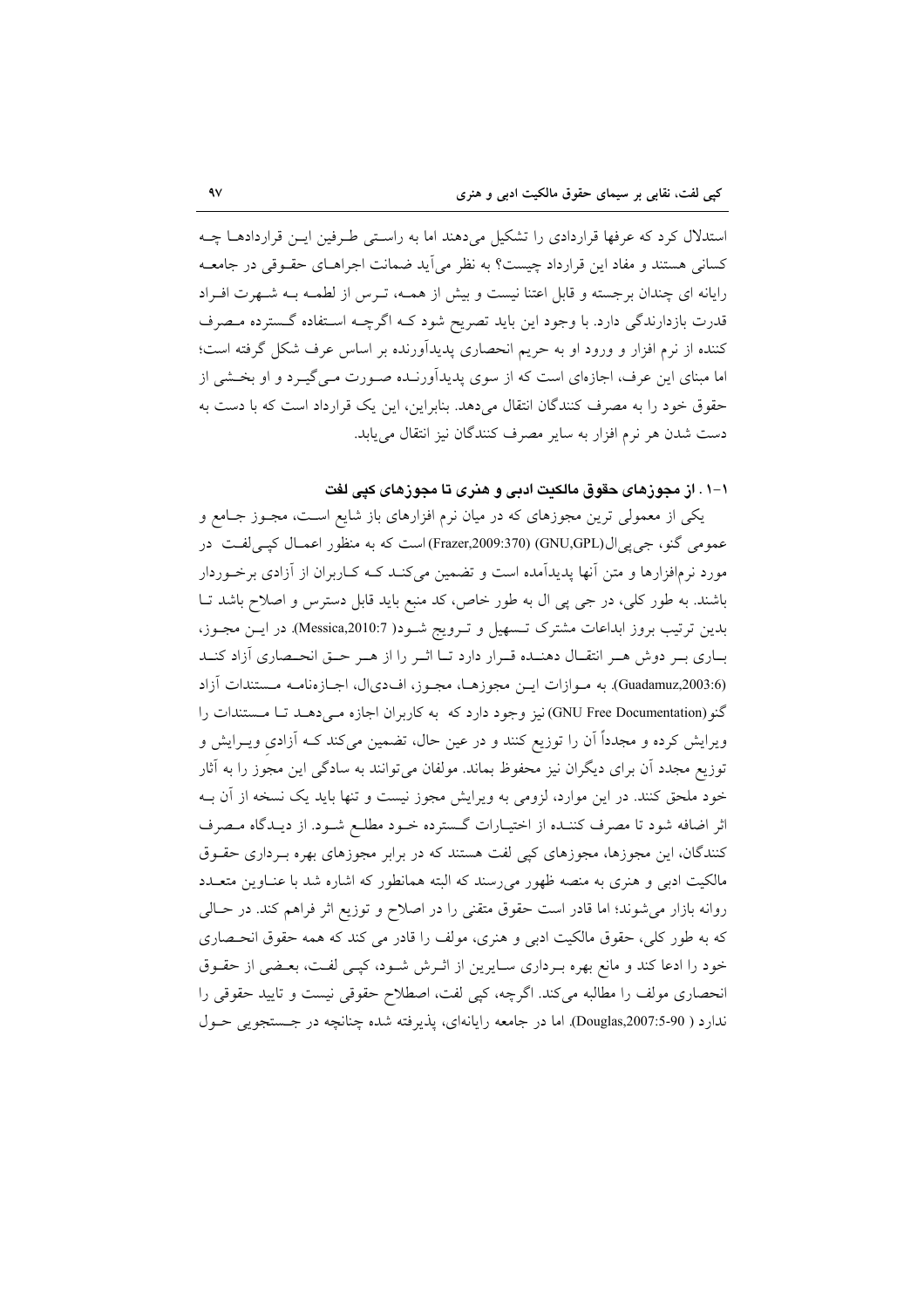استدلال کرد که عرفها قراردادی را تشکیل می‌دهند اما به راستی طرفین این قراردادها چه کسانی هستند و مفاد این قرارداد چیست؟ به نظر می‌آید ضمانت اجراهای حقوقی در جامعه رایانه ای چندان برجسته و قابل اعتنا نیست و بیش از همه، ترس از لطمه به شهرت افراد قدرت بازدارندگی دارد. با وجود این باید تصریح شود که اگرچه استفاده گسترده مصرف کننده از نرم افزار و ورود او به حریم انحصاری پدیدآورنده بر اساس عرف شکل گرفته است؛ اما مبنای این عرف، اجازه‌ای است که از سوی پدیدآورنده صورت می‌گیرد و او بخشی از حقوق خود را به مصرف کنندگان انتقال می‌دهد. بنابراین، این یک قرارداد است که با دست به دست شدن هر نرم افزار به سایر مصرف کنندگان نیز انتقال می‌یابد.

### ۱-۱. از مجوزهای حقوق مالکیت ادبی و هنری تا مجوزهای کپی لفت

یکی از معمولی ترین مجوزهای که در میان نرم افزارهای باز شایع است، مجوز جامع و عمومی گنو، جی‌پی‌ال(GNU,GPL) (Frazer,2009:370) است که به منظور اعمال کپی‌لفت در مورد نرم‌افزارها و متن آنها پدیدآمده است و تضمین می‌کند که کاربران از آزادی برخوردار باشند. به طور کلی، در جی پی ال به طور خاص، کد منبع باید قابل دسترس و اصلاح باشد تا بدین ترتیب بروز ابداعات مشترک تسهیل و ترویج شود( Messica,2010:7). در این مجوز، باری بر دوش هر انتقال دهنده قرار دارد تا اثر را از هر حق انحصاری آزاد کند (Guadamuz,2003:6). به موازات این مجوزها، مجوز، اف‌دی‌ال، اجازه‌نامه مستندات آزاد گنو(GNU Free Documentation) نیز وجود دارد که به کاربران اجازه می‌دهد تا مستندات را ویرایش کرده و مجدداً آن را توزیع کنند و در عین حال، تضمین می‌کند که آزادی ویرایش و توزیع مجدد آن برای دیگران نیز محفوظ بماند. مولفان می‌توانند به سادگی این مجوز را به آثار خود ملحق کنند. در این موارد، لزومی به ویرایش مجوز نیست و تنها باید یک نسخه از آن به اثر اضافه شود تا مصرف کننده از اختیارات گسترده خود مطلع شود. از دیدگاه مصرف کنندگان، این مجوزها، مجوزهای کپی لفت هستند که در برابر مجوزهای بهره برداری حقوق مالکیت ادبی و هنری به منصه ظهور می‌رسند که البته همانطور که اشاره شد با عناوین متعدد روانه بازار می‌شوند؛ اما قادر است حقوق متقنی را در اصلاح و توزیع اثر فراهم کند. در حالی که به طور کلی، حقوق مالکیت ادبی و هنری، مولف را قادر می کند که همه حقوق انحصاری خود را ادعا کند و مانع بهره برداری سایرین از اثرش شود، کپی لفت، بعضی از حقوق انحصاری مولف را مطالبه می‌کند. اگرچه، کپی لفت، اصطلاح حقوقی نیست و تایید حقوقی را ندارد ( Douglas,2007:5-90). اما در جامعه رایانه‌ای، پذیرفته شده چنانچه در جستجویی حول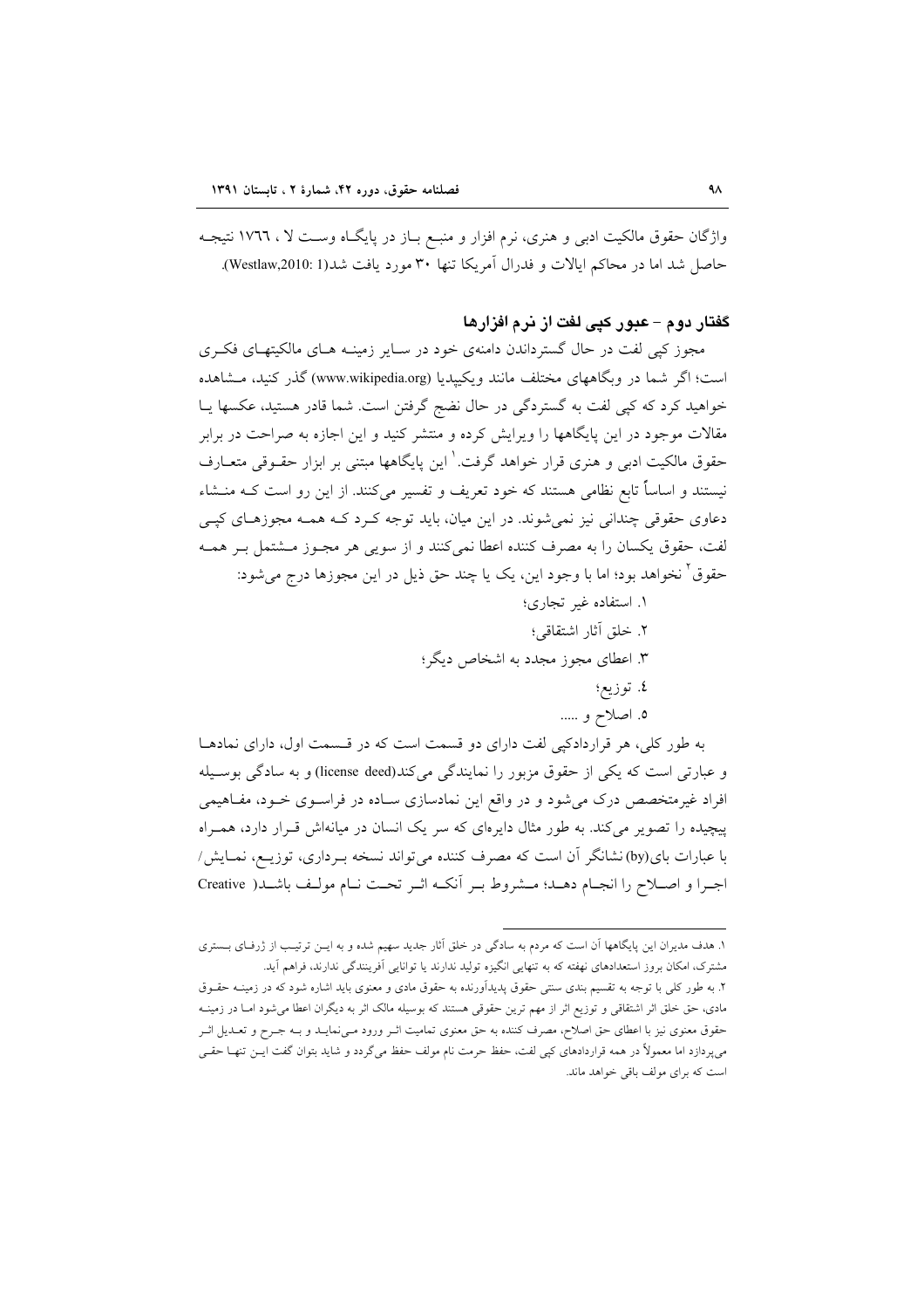واژگان حقوق مالکیت ادبی و هنری، نرم افزار و منبع باز در پایگاه وست لا ، ١٧٦٦ نتیجه حاصل شد اما در محاکم ایالات و فدرال آمریکا تنها ٣٠ مورد یافت شد(Westlaw,2010: 1).

## گفتار دوم – عبور کپی لفت از نرم افزارها

مجوز کپی لفت در حال گستراندن دامنه‌ی خود در سایر زمینه های مالکیتهای فکری است؛ اگر شما در وبگاههای مختلف مانند ویکیپدیا (www.wikipedia.org) گذر کنید، مشاهده خواهید کرد که کپی لفت به گستردگی در حال نضج گرفتن است. شما قادر هستید، عکسها یا مقالات موجود در این پایگاهها را ویرایش کرده و منتشر کنید و این اجازه به صراحت در برابر حقوق مالکیت ادبی و هنری قرار خواهد گرفت.[1] این پایگاهها مبتنی بر ابزار حقوقی متعارف نیستند و اساساً تابع نظامی هستند که خود تعریف و تفسیر می‌کنند. از این رو است که منشاء دعاوی حقوقی چندانی نیز نمی‌شوند. در این میان، باید توجه کرد که همه مجوزهای کپی لفت، حقوق یکسان را به مصرف کننده اعطا نمی‌کنند و از سویی هر مجوز مشتمل بر همه حقوق[2] نخواهد بود؛ اما با وجود این، یک یا چند حق ذیل در این مجوزها درج می‌شود:

١. استفاده غیر تجاری؛
٢. خلق آثار اشتقاقی؛
٣. اعطای مجوز مجدد به اشخاص دیگر؛
٤. توزیع؛
٥. اصلاح و .....

به طور کلی، هر قراردادکپی لفت دارای دو قسمت است که در قسمت اول، دارای نمادها و عبارتی است که یکی از حقوق مزبور را نمایندگی می‌کند(license deed) و به سادگی بوسیله افراد غیرمتخصص درک می‌شود و در واقع این نمادسازی ساده در فراسوی خود، مفاهیمی پیچیده را تصویر می‌کند. به طور مثال دایره‌ای که سر یک انسان در میانه‌اش قرار دارد، همراه با عبارات بای(by) نشانگر آن است که مصرف کننده می‌تواند نسخه برداری، توزیع، نمایش/ اجرا و اصلاح را انجام دهد؛ مشروط بر آنکه اثر تحت نام مولف باشد( Creative

---

١. هدف مدیران این پایگاهها آن است که مردم به سادگی در خلق آثار جدید سهیم شده و به این ترتیب از ژرفای بستری مشترک، امکان بروز استعدادهای نهفته که به تنهایی انگیزه تولید ندارند یا توانایی آفرینندگی ندارند، فراهم آید.

٢. به طور کلی با توجه به تقسیم بندی سنتی حقوق پدیدآورنده به حقوق مادی و معنوی باید اشاره شود که در زمینه حقوق مادی، حق خلق اثر اشتقاقی و توزیع اثر از مهم ترین حقوقی هستند که بوسیله مالک اثر به دیگران اعطا می‌شود اما در زمینه حقوق معنوی نیز با اعطای حق اصلاح، مصرف کننده به حق معنوی تمامیت اثر ورود می‌نماید و به جرح و تعدیل اثر می‌پردازد اما معمولاً در همه قراردادهای کپی لفت، حفظ حرمت نام مولف حفظ می‌گردد و شاید بتوان گفت این تنها حقی است که برای مولف باقی خواهد ماند.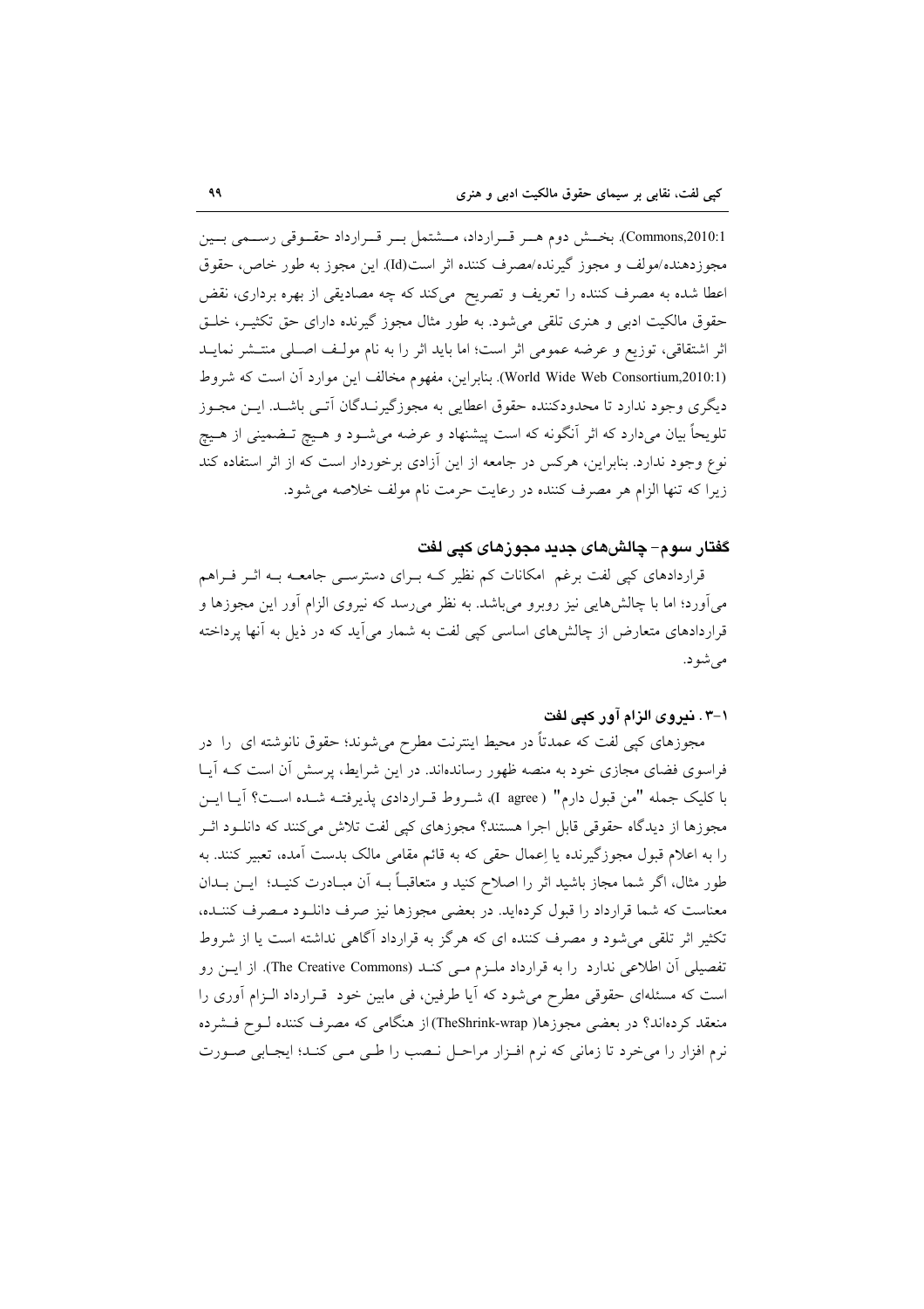Commons,2010:1). بخش دوم هر قرارداد، مشتمل بر قرارداد حقوقی رسمی بین مجوزدهنده/مولف و مجوز گیرنده/مصرف کننده اثر است(Id). این مجوز به طور خاص، حقوق اعطا شده به مصرف کننده را تعریف و تصریح می‌کند که چه مصادیقی از بهره برداری، نقض حقوق مالکیت ادبی و هنری تلقی می‌شود. به طور مثال مجوز گیرنده دارای حق تکثیر، خلق اثر اشتقاقی، توزیع و عرضه عمومی اثر است؛ اما باید اثر را به نام مولف اصلی منتشر نماید (World Wide Web Consortium,2010:1). بنابراین، مفهوم مخالف این موارد آن است که شروط دیگری وجود ندارد تا محدودکننده حقوق اعطایی به مجوزگیرندگان آتی باشد. این مجوز تلویحاً بیان می‌دارد که اثر آنگونه که است پیشنهاد و عرضه می‌شود و هیچ تضمینی از هیچ نوع وجود ندارد. بنابراین، هرکس در جامعه از این آزادی برخوردار است که از اثر استفاده کند زیرا که تنها الزام هر مصرف کننده در رعایت حرمت نام مولف خلاصه می‌شود.

## گفتار سوم- چالش‌های جدید مجوزهای کپی لفت

قراردادهای کپی لفت برغم امکانات کم نظیر که برای دسترسی جامعه به اثر فراهم می‌آورد؛ اما با چالش‌هایی نیز روبرو می‌باشد. به نظر می‌رسد که نیروی الزام آور این مجوزها و قراردادهای متعارض از چالش‌های اساسی کپی لفت به شمار می‌آید که در ذیل به آنها پرداخته می‌شود.

### ۱-۳. نیروی الزام آور کپی لفت

مجوزهای کپی لفت که عمدتاً در محیط اینترنت مطرح می‌شوند؛ حقوق نانوشته ای را در فراسوی فضای مجازی خود به منصه ظهور رسانده‌اند. در این شرایط، پرسش آن است که آیا با کلیک جمله "من قبول دارم" ( I agree)، شروط قراردادی پذیرفته شده است؟ آیا این مجوزها از دیدگاه حقوقی قابل اجرا هستند؟ مجوزهای کپی لفت تلاش می‌کنند که دانلود اثر را به اعلام قبول مجوزگیرنده یا اِعمال حقی که به قائم مقامی مالک بدست آمده، تعبیر کنند. به طور مثال، اگر شما مجاز باشید اثر را اصلاح کنید و متعاقباً به آن مبادرت کنید؛ این بدان معناست که شما قرارداد را قبول کرده‌اید. در بعضی مجوزها نیز صرف دانلود مصرف کننده، تکثیر اثر تلقی می‌شود و مصرف کننده ای که هرگز به قرارداد آگاهی نداشته است یا از شروط تفصیلی آن اطلاعی ندارد را به قرارداد ملزم می کند (The Creative Commons). از این رو است که مسئله‌ای حقوقی مطرح می‌شود که آیا طرفین، فی مابین خود قرارداد الزام آوری را منعقد کرده‌اند؟ در بعضی مجوزها( TheShrink-wrap) از هنگامی که مصرف کننده لوح فشرده نرم افزار را می‌خرد تا زمانی که نرم افزار مراحل نصب را طی می کند؛ ایجابی صورت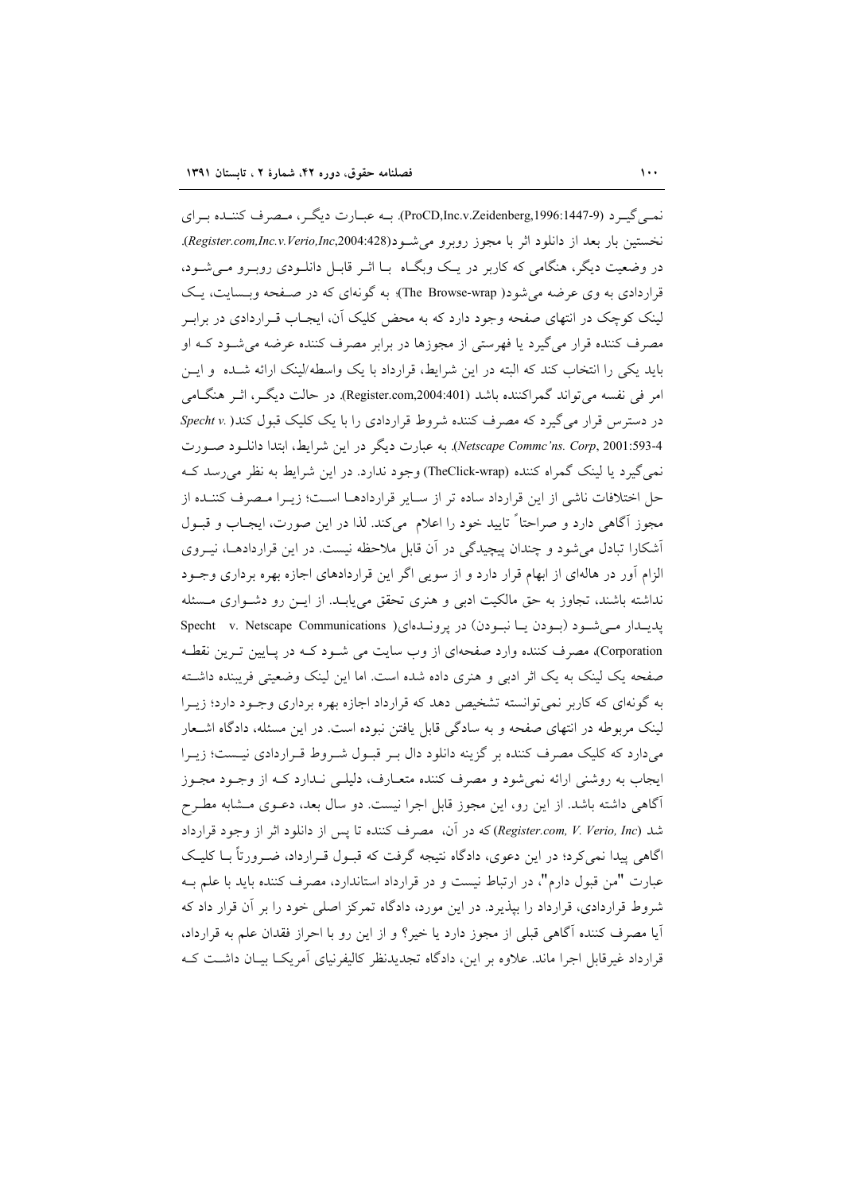نمی‌گیرد (ProCD,Inc.v.Zeidenberg,1996:1447-9). به عبارت دیگر، مصرف کننده برای نخستین بار بعد از دانلود اثر با مجوز روبرو می‌شود(*Register.com,Inc.v.Verio,Inc*,2004:428). در وضعیت دیگر، هنگامی که کاربر در یک وبگاه با اثر قابل دانلودی روبرو می‌شود، قراردادی به وی عرضه می‌شود( The Browse-wrap)؛ به گونه‌ای که در صفحه وبسایت، یک لینک کوچک در انتهای صفحه وجود دارد که به محض کلیک آن، ایجاب قراردادی در برابر مصرف کننده قرار می‌گیرد یا فهرستی از مجوزها در برابر مصرف کننده عرضه می‌شود که او باید یکی را انتخاب کند که البته در این شرایط، قرارداد با یک واسطه/لینک ارائه شده و این امر فی نفسه می‌تواند گمراکننده باشد (Register.com,2004:401). در حالت دیگر، اثر هنگامی در دسترس قرار می‌گیرد که مصرف کننده شروط قراردادی را با یک کلیک قبول کند( *Specht v. Netscape Commc'ns. Corp*, 2001:593-4). به عبارت دیگر در این شرایط، ابتدا دانلود صورت نمی‌گیرد یا لینک گمراه کننده (TheClick-wrap) وجود ندارد. در این شرایط به نظر می‌رسد که حل اختلافات ناشی از این قرارداد ساده تر از سایر قراردادها است؛ زیرا مصرف کننده از مجوز آگاهی دارد و صراحتاً تایید خود را اعلام می‌کند. لذا در این صورت، ایجاب و قبول آشکارا تبادل می‌شود و چندان پیچیدگی در آن قابل ملاحظه نیست. در این قراردادها، نیروی الزام آور در هاله‌ای از ابهام قرار دارد و از سویی اگر این قراردادهای اجازه بهره برداری وجود نداشته باشند، تجاوز به حق مالکیت ادبی و هنری تحقق می‌یابد. از این رو دشواری مسئله پدیدار می‌شود (بودن یا نبودن) در پرونده‌ای( Specht v. Netscape Communications Corporation)، مصرف کننده وارد صفحه‌ای از وب سایت می شود که در پایین ترین نقطه صفحه یک لینک به یک اثر ادبی و هنری داده شده است. اما این لینک وضعیتی فریبنده داشته به گونه‌ای که کاربر نمی‌توانسته تشخیص دهد که قرارداد اجازه بهره برداری وجود دارد؛ زیرا لینک مربوطه در انتهای صفحه و به سادگی قابل یافتن نبوده است. در این مسئله، دادگاه اشعار می‌دارد که کلیک مصرف کننده بر گزینه دانلود دال بر قبول شروط قراردادی نیست؛ زیرا ایجاب به روشنی ارائه نمی‌شود و مصرف کننده متعارف، دلیلی ندارد که از وجود مجوز آگاهی داشته باشد. از این رو، این مجوز قابل اجرا نیست. دو سال بعد، دعوی مشابه مطرح شد (*Register.com, V. Verio, Inc*) که در آن، مصرف کننده تا پس از دانلود اثر از وجود قرارداد اگاهی پیدا نمی‌کرد؛ در این دعوی، دادگاه نتیجه گرفت که قبول قرارداد، ضرورتاً با کلیک عبارت "من قبول دارم"، در ارتباط نیست و در قرارداد استاندارد، مصرف کننده باید با علم به شروط قراردادی، قرارداد را بپذیرد. در این مورد، دادگاه تمرکز اصلی خود را بر آن قرار داد که آیا مصرف کننده آگاهی قبلی از مجوز دارد یا خیر؟ و از این رو با احراز فقدان علم به قرارداد، قرارداد غیرقابل اجرا ماند. علاوه بر این، دادگاه تجدیدنظر کالیفرنیای آمریکا بیان داشت که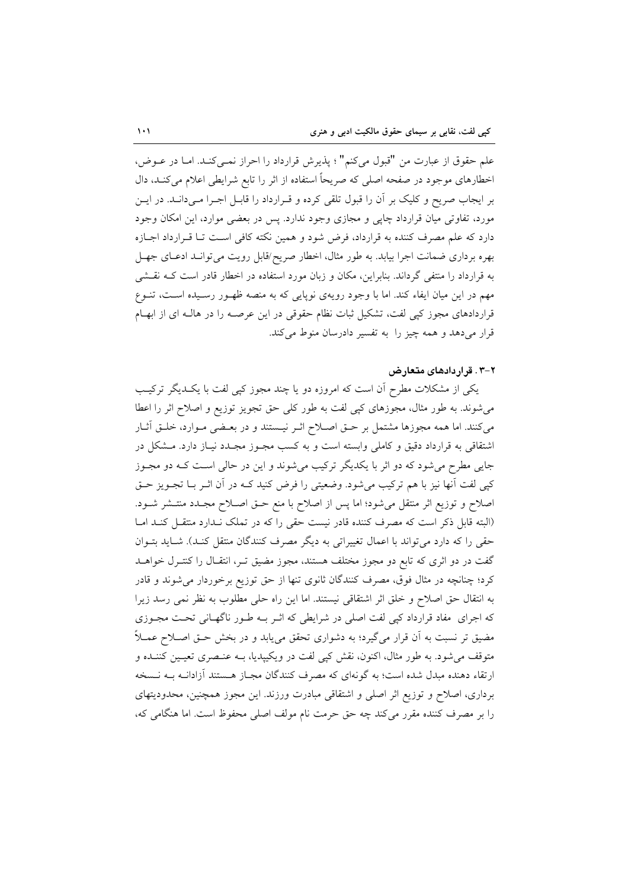علم حقوق از عبارت من "قبول می‌کنم" ؛ پذیرش قرارداد را احراز نمی‌کند. اما در عوض، اخطارهای موجود در صفحه اصلی که صریحاً استفاده از اثر را تابع شرایطی اعلام می‌کند، دال بر ایجاب صریح و کلیک بر آن را قبول تلقی کرده و قرارداد را قابل اجرا می‌داند. در این مورد، تفاوتی میان قرارداد چاپی و مجازی وجود ندارد. پس در بعضی موارد، این امکان وجود دارد که علم مصرف کننده به قرارداد، فرض شود و همین نکته کافی است تا قرارداد اجازه بهره برداری ضمانت اجرا بیابد. به طور مثال، اخطار صریح/قابل رویت می‌تواند ادعای جهل به قرارداد را منتفی گرداند. بنابراین، مکان و زبان مورد استفاده در اخطار قادر است که نقشی مهم در این میان ایفاء کند. اما با وجود رویه‌ی نوپایی که به منصه ظهور رسیده است، تنوع قراردادهای مجوز کپی لفت، تشکیل ثبات نظام حقوقی در این عرصه را در هاله ای از ابهام قرار می‌دهد و همه چیز را به تفسیر دادرسان منوط می‌کند.

### ۲-۳. قراردادهای متعارض

یکی از مشکلات مطرح آن است که امروزه دو یا چند مجوز کپی لفت با یکدیگر ترکیب می‌شوند. به طور مثال، مجوزهای کپی لفت به طور کلی حق تجویز توزیع و اصلاح اثر را اعطا می‌کنند. اما همه مجوزها مشتمل بر حق اصلاح اثر نیستند و در بعضی موارد، خلق آثار اشتقاقی به قرارداد دقیق و کاملی وابسته است و به کسب مجوز مجدد نیاز دارد. مشکل در جایی مطرح می‌شود که دو اثر با یکدیگر ترکیب می‌شوند و این در حالی است که دو مجوز کپی لفت آنها نیز با هم ترکیب می‌شود. وضعیتی را فرض کنید که در آن اثر با تجویز حق اصلاح و توزیع اثر منتقل می‌شود؛ اما پس از اصلاح با منع حق اصلاح مجدد منتشر شود. (البته قابل ذکر است که مصرف کننده قادر نیست حقی را که در تملک ندارد منتقل کند اما حقی را که دارد می‌تواند با اعمال تغییراتی به دیگر مصرف کنندگان منتقل کند). شاید بتوان گفت در دو اثری که تابع دو مجوز مختلف هستند، مجوز مضیق تر، انتقال را کنترل خواهد کرد؛ چنانچه در مثال فوق، مصرف کنندگان ثانوی تنها از حق توزیع برخوردار می‌شوند و قادر به انتقال حق اصلاح و خلق اثر اشتقاقی نیستند. اما این راه حلی مطلوب به نظر نمی رسد زیرا که اجرای مفاد قرارداد کپی لفت اصلی در شرایطی که اثر به طور ناگهانی تحت مجوزی مضیق تر نسبت به آن قرار می‌گیرد؛ به دشواری تحقق می‌یابد و در بخش حق اصلاح عملاً متوقف می‌شود. به طور مثال، اکنون، نقش کپی لفت در ویکیپدیا، به عنصری تعیین کننده و ارتقاء دهنده مبدل شده است؛ به گونه‌ای که مصرف کنندگان مجاز هستند آزادانه به نسخه برداری، اصلاح و توزیع اثر اصلی و اشتقاقی مبادرت ورزند. این مجوز همچنین، محدودیتهای را بر مصرف کننده مقرر می‌کند چه حق حرمت نام مولف اصلی محفوظ است. اما هنگامی که،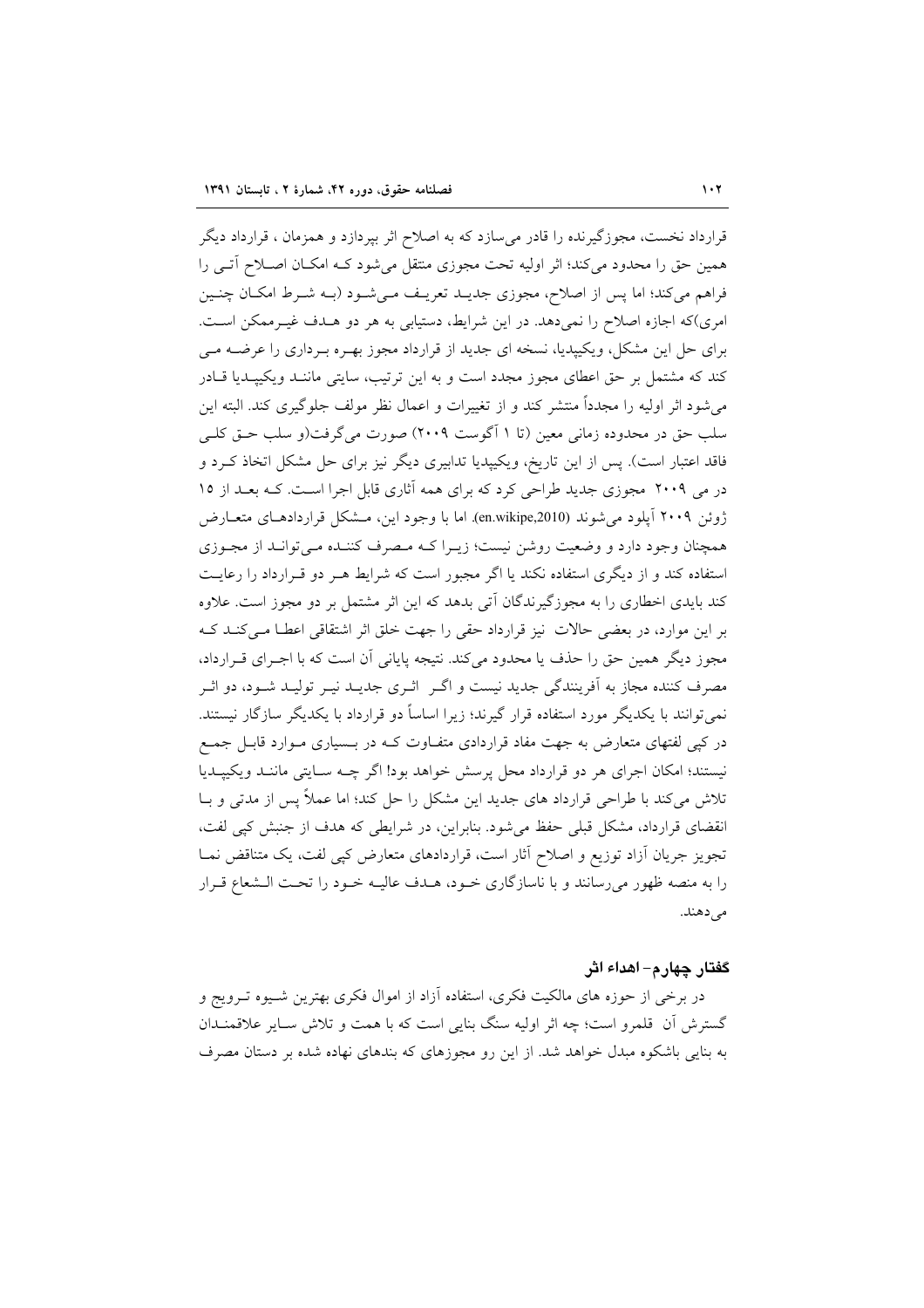قرارداد نخست، مجوزگیرنده را قادر می‌سازد که به اصلاح اثر بپردازد و همزمان ، قرارداد دیگر همین حق را محدود می‌کند؛ اثر اولیه تحت مجوزی منتقل می‌شود کـه امکـان اصـلاح آتـی را فراهم می‌کند؛ اما پس از اصلاح، مجوزی جدیـد تعریـف مـی‌شـود (بـه شـرط امکـان چنـین امری)که اجازه اصلاح را نمی‌دهد. در این شرایط، دستیابی به هر دو هـدف غیـرممکن اسـت. برای حل این مشکل، ویکیپدیا، نسخه ای جدید از قرارداد مجوز بهـره بـرداری را عرضـه مـی کند که مشتمل بر حق اعطای مجوز مجدد است و به این ترتیب، سایتی ماننـد ویکیپـدیا قـادر می‌شود اثر اولیه را مجدداً منتشر کند و از تغییرات و اعمال نظر مولف جلوگیری کند. البته این سلب حق در محدوده زمانی معین (تا ۱ آگوست ۲۰۰۹) صورت می‌گرفت(و سلب حـق کلـی فاقد اعتبار است). پس از این تاریخ، ویکیپدیا تدابیری دیگر نیز برای حل مشکل اتخاذ کـرد و در می ۲۰۰۹ مجوزی جدید طراحی کرد که برای همه آثاری قابل اجرا اسـت. کـه بعـد از ۱۵ ژوئن ۲۰۰۹ آپلود می‌شوند (en.wikipe,2010). اما با وجود این، مـشکل قراردادهـای متعـارض همچنان وجود دارد و وضعیت روشن نیست؛ زیـرا کـه مـصرف کننـده مـی‌توانـد از مجـوزی استفاده کند و از دیگری استفاده نکند یا اگر مجبور است که شرایط هـر دو قـرارداد را رعایـت کند بایدی اخطاری را به مجوزگیرندگان آتی بدهد که این اثر مشتمل بر دو مجوز است. علاوه بر این موارد، در بعضی حالات نیز قرارداد حقی را جهت خلق اثر اشتقاقی اعطـا مـی‌کنـد کـه مجوز دیگر همین حق را حذف یا محدود می‌کند. نتیجه پایانی آن است که با اجـرای قـرارداد، مصرف کننده مجاز به آفرینندگی جدید نیست و اگـر اثـری جدیـد نیـر تولیـد شـود، دو اثـر نمی‌توانند با یکدیگر مورد استفاده قرار گیرند؛ زیرا اساساً دو قرارداد با یکدیگر سازگار نیستند. در کپی لفتهای متعارض به جهت مفاد قراردادی متفـاوت کـه در بـسیاری مـوارد قابـل جمـع نیستند؛ امکان اجرای هر دو قرارداد محل پرسش خواهد بود! اگر چـه سـایتی ماننـد ویکیپـدیا تلاش می‌کند با طراحی قرارداد های جدید این مشکل را حل کند؛ اما عملاً پس از مدتی و بـا انقضای قرارداد، مشکل قبلی حفظ می‌شود. بنابراین، در شرایطی که هدف از جنبش کپی لفت، تجویز جریان آزاد توزیع و اصلاح آثار است، قراردادهای متعارض کپی لفت، یک متناقض نمـا را به منصه ظهور می‌رسانند و با ناسازگاری خـود، هـدف عالیـه خـود را تحـت الـشعاع قـرار می‌دهند.

### گفتار چهارم- اهداء اثر

در برخی از حوزه های مالکیت فکری، استفاده آزاد از اموال فکری بهترین شـیوه تـرویج و گسترش آن قلمرو است؛ چه اثر اولیه سنگ بنایی است که با همت و تلاش سـایر علاقمنـدان به بنایی باشکوه مبدل خواهد شد. از این رو مجوزهای که بندهای نهاده شده بر دستان مصرف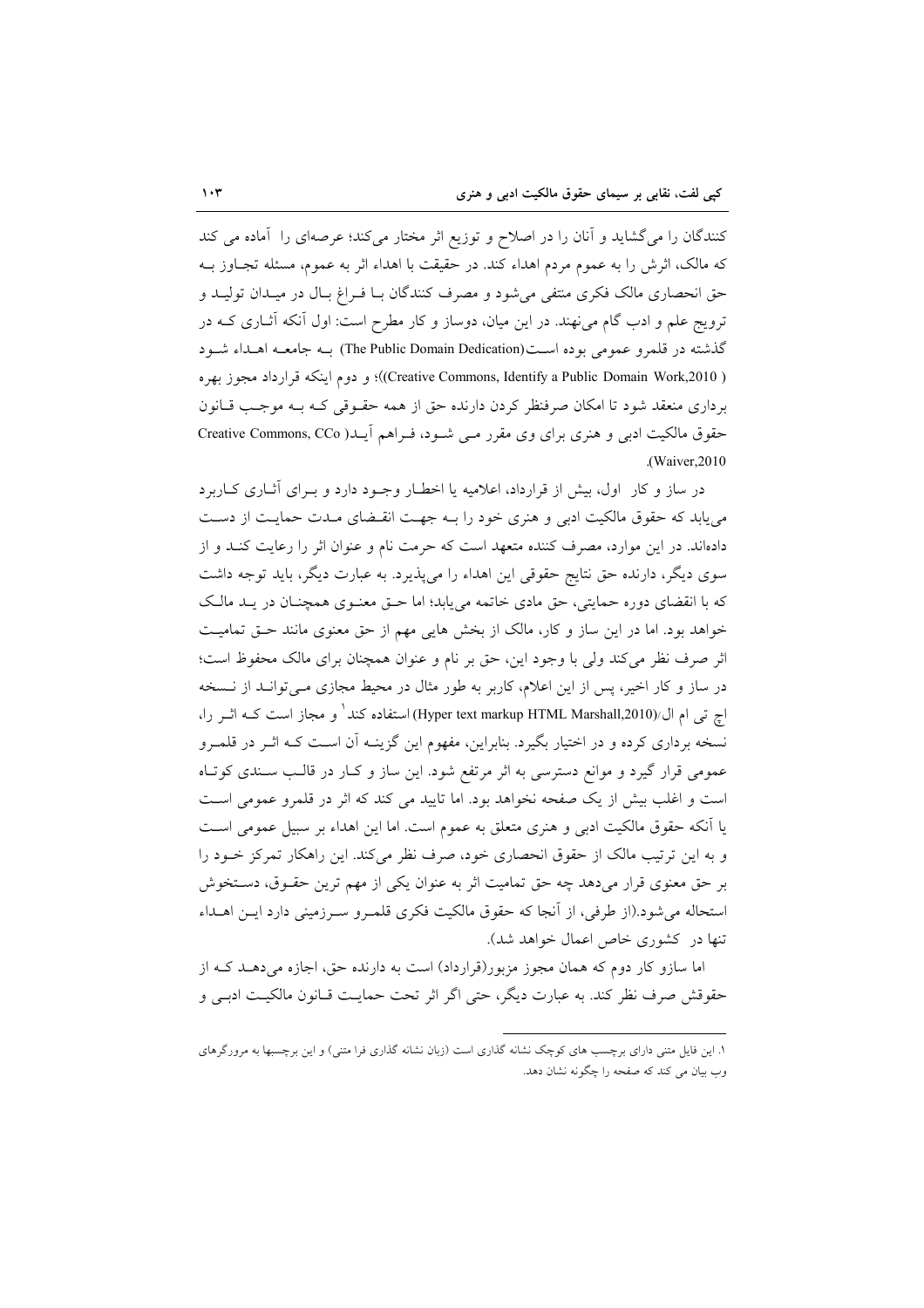کنندگان را می‌گشاید و آنان را در اصلاح و توزیع اثر مختار می‌کند؛ عرصه‌ای را آماده می کند که مالک، اثرش را به عموم مردم اهداء کند. در حقیقت با اهداء اثر به عموم، مسئله تجاوز به حق انحصاری مالک فکری منتفی می‌شود و مصرف کنندگان با فراغ بال در میدان تولید و ترویج علم و ادب گام می‌نهند. در این میان، دوساز و کار مطرح است: اول آنکه آثاری که در گذشته در قلمرو عمومی بوده است(The Public Domain Dedication) به جامعه اهداء شود ( Creative Commons, Identify a Public Domain Work,2010)؛ و دوم اینکه قرارداد مجوز بهره برداری منعقد شود تا امکان صرفنظر کردن دارنده حق از همه حقوقی که به موجب قانون حقوق مالکیت ادبی و هنری برای وی مقرر می شود، فراهم آید( Creative Commons, CCo Waiver,2010).

در ساز و کار اول، بیش از قرارداد، اعلامیه یا اخطار وجود دارد و برای آثاری کاربرد می‌یابد که حقوق مالکیت ادبی و هنری خود را به جهت انقضای مدت حمایت از دست داده‌اند. در این موارد، مصرف کننده متعهد است که حرمت نام و عنوان اثر را رعایت کند و از سوی دیگر، دارنده حق نتایج حقوقی این اهداء را می‌پذیرد. به عبارت دیگر، باید توجه داشت که با انقضای دوره حمایتی، حق مادی خاتمه می‌یابد؛ اما حق معنوی همچنان در ید مالک خواهد بود. اما در این ساز و کار، مالک از بخش هایی مهم از حق معنوی مانند حق تمامیت اثر صرف نظر می‌کند ولی با وجود این، حق بر نام و عنوان همچنان برای مالک محفوظ است؛ در ساز و کار اخیر، پس از این اعلام، کاربر به طور مثال در محیط مجازی می‌تواند از نسخه اچ تی ام ال/(Hyper text markup HTML Marshall,2010) استفاده کند[1] و مجاز است که اثر را، نسخه برداری کرده و در اختیار بگیرد. بنابراین، مفهوم این گزینه آن است که اثر در قلمرو عمومی قرار گیرد و موانع دسترسی به اثر مرتفع شود. این ساز و کار در قالب سندی کوتاه است و اغلب بیش از یک صفحه نخواهد بود. اما تایید می کند که اثر در قلمرو عمومی است یا آنکه حقوق مالکیت ادبی و هنری متعلق به عموم است. اما این اهداء بر سبیل عمومی است و به این ترتیب مالک از حقوق انحصاری خود، صرف نظر می‌کند. این راهکار تمرکز خود را بر حق معنوی قرار می‌دهد چه حق تمامیت اثر به عنوان یکی از مهم ترین حقوق، دستخوش استحاله می‌شود.(از طرفی، از آنجا که حقوق مالکیت فکری قلمرو سرزمینی دارد این اهداء تنها در کشوری خاص اعمال خواهد شد).

اما سازو کار دوم که همان مجوز مزبور(قرارداد) است به دارنده حق، اجازه می‌دهد که از حقوقش صرف نظر کند. به عبارت دیگر، حتی اگر اثر تحت حمایت قانون مالکیت ادبی و

---

۱. این فایل متنی دارای برچسب های کوچک نشانه گذاری است (زبان نشانه گذاری فرا متنی) و این برچسبها به مرورگرهای وب بیان می کند که صفحه را چگونه نشان دهد.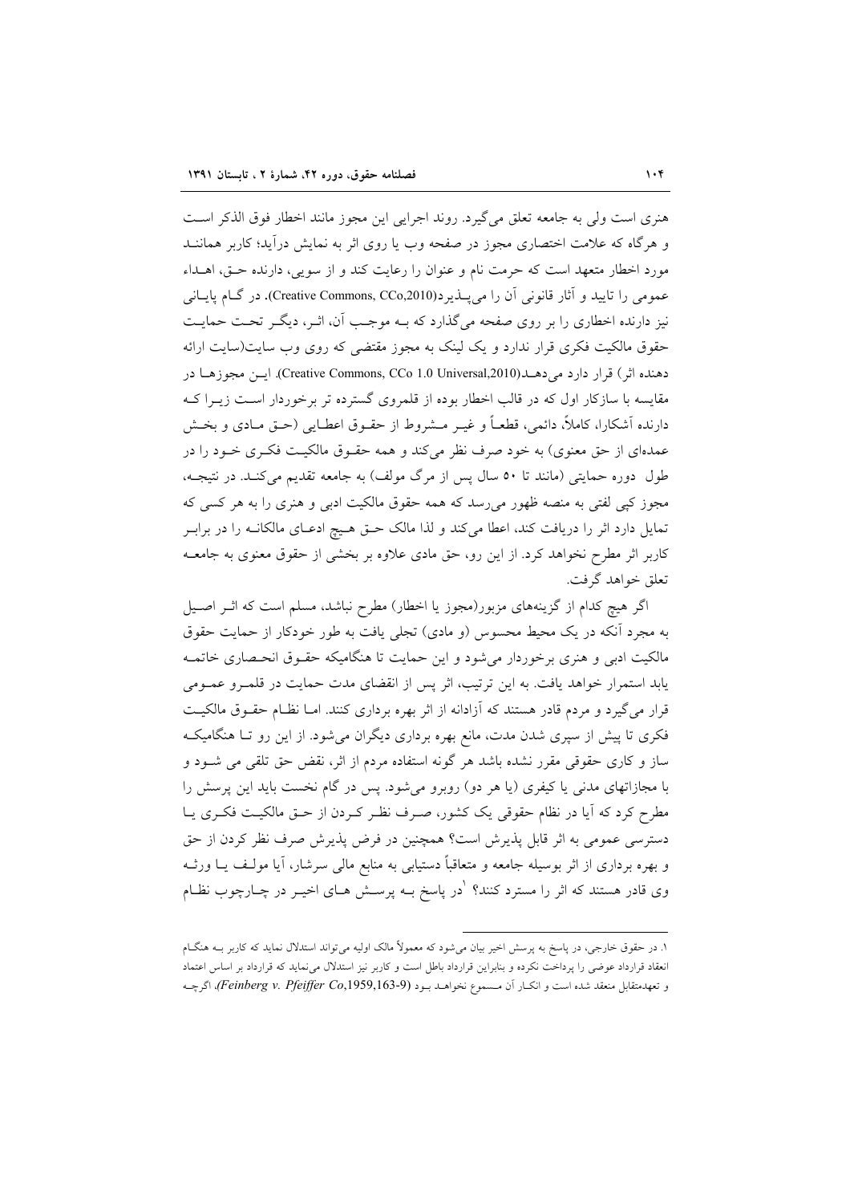هنری است ولی به جامعه تعلق می‌گیرد. روند اجرایی این مجوز مانند اخطار فوق الذکر است و هرگاه که علامت اختصاری مجوز در صفحه وب یا روی اثر به نمایش درآید؛ کاربر همانند مورد اخطار متعهد است که حرمت نام و عنوان را رعایت کند و از سویی، دارنده حق، اهداء عمومی را تایید و آثار قانونی آن را می‌پذیرد(Creative Commons, CCo,2010). در گام پایانی نیز دارنده اخطاری را بر روی صفحه می‌گذارد که به موجب آن، اثر، دیگر تحت حمایت حقوق مالکیت فکری قرار ندارد و یک لینک به مجوز مقتضی که روی وب سایت(سایت ارائه دهنده اثر) قرار دارد می‌دهد(Creative Commons, CCo 1.0 Universal,2010). این مجوزها در مقایسه با سازکار اول که در قالب اخطار بوده از قلمروی گسترده تر برخوردار است زیرا که دارنده آشکارا، کاملاً، دائمی، قطعاً و غیر مشروط از حقوق اعطایی (حق مادی و بخش عمده‌ای از حق معنوی) به خود صرف نظر می‌کند و همه حقوق مالکیت فکری خود را در طول دوره حمایتی (مانند تا ۵۰ سال پس از مرگ مولف) به جامعه تقدیم می‌کند. در نتیجه، مجوز کپی لفتی به منصه ظهور می‌رسد که همه حقوق مالکیت ادبی و هنری را به هر کسی که تمایل دارد اثر را دریافت کند، اعطا می‌کند و لذا مالک حق هیچ ادعای مالکانه را در برابر کاربر اثر مطرح نخواهد کرد. از این رو، حق مادی علاوه بر بخشی از حقوق معنوی به جامعه تعلق خواهد گرفت.

اگر هیچ کدام از گزینه‌های مزبور(مجوز یا اخطار) مطرح نباشد، مسلم است که اثر اصیل به مجرد آنکه در یک محیط محسوس (و مادی) تجلی یافت به طور خودکار از حمایت حقوق مالکیت ادبی و هنری برخوردار می‌شود و این حمایت تا هنگامیکه حقوق انحصاری خاتمه یابد استمرار خواهد یافت. به این ترتیب، اثر پس از انقضای مدت حمایت در قلمرو عمومی قرار می‌گیرد و مردم قادر هستند که آزادانه از اثر بهره برداری کنند. اما نظام حقوق مالکیت فکری تا پیش از سپری شدن مدت، مانع بهره برداری دیگران می‌شود. از این رو تا هنگامیکه ساز و کاری حقوقی مقرر نشده باشد هر گونه استفاده مردم از اثر، نقض حق تلقی می شود و با مجازاتهای مدنی یا کیفری (یا هر دو) روبرو می‌شود. پس در گام نخست باید این پرسش را مطرح کرد که آیا در نظام حقوقی یک کشور، صرف نظر کردن از حق مالکیت فکری یا دسترسی عمومی به اثر قابل پذیرش است؟ همچنین در فرض پذیرش صرف نظر کردن از حق و بهره برداری از اثر بوسیله جامعه و متعاقباً دستیابی به منابع مالی سرشار، آیا مولف یا ورثه وی قادر هستند که اثر را مسترد کنند؟ [1] در پاسخ به پرسش های اخیر در چارچوب نظام

---

۱. در حقوق خارجی، در پاسخ به پرسش اخیر بیان می‌شود که معمولاً مالک اولیه می‌تواند استدلال نماید که کاربر به هنگام انعقاد قرارداد عوضی را پرداخت نکرده و بنابراین قرارداد باطل است و کاربر نیز استدلال می‌نماید که قرارداد بر اساس اعتماد و تعهدمتقابل منعقد شده است و انکار آن مسموع نخواهد بود (*Feinberg v. Pfeiffer Co*,1959,163-9)، اگرچه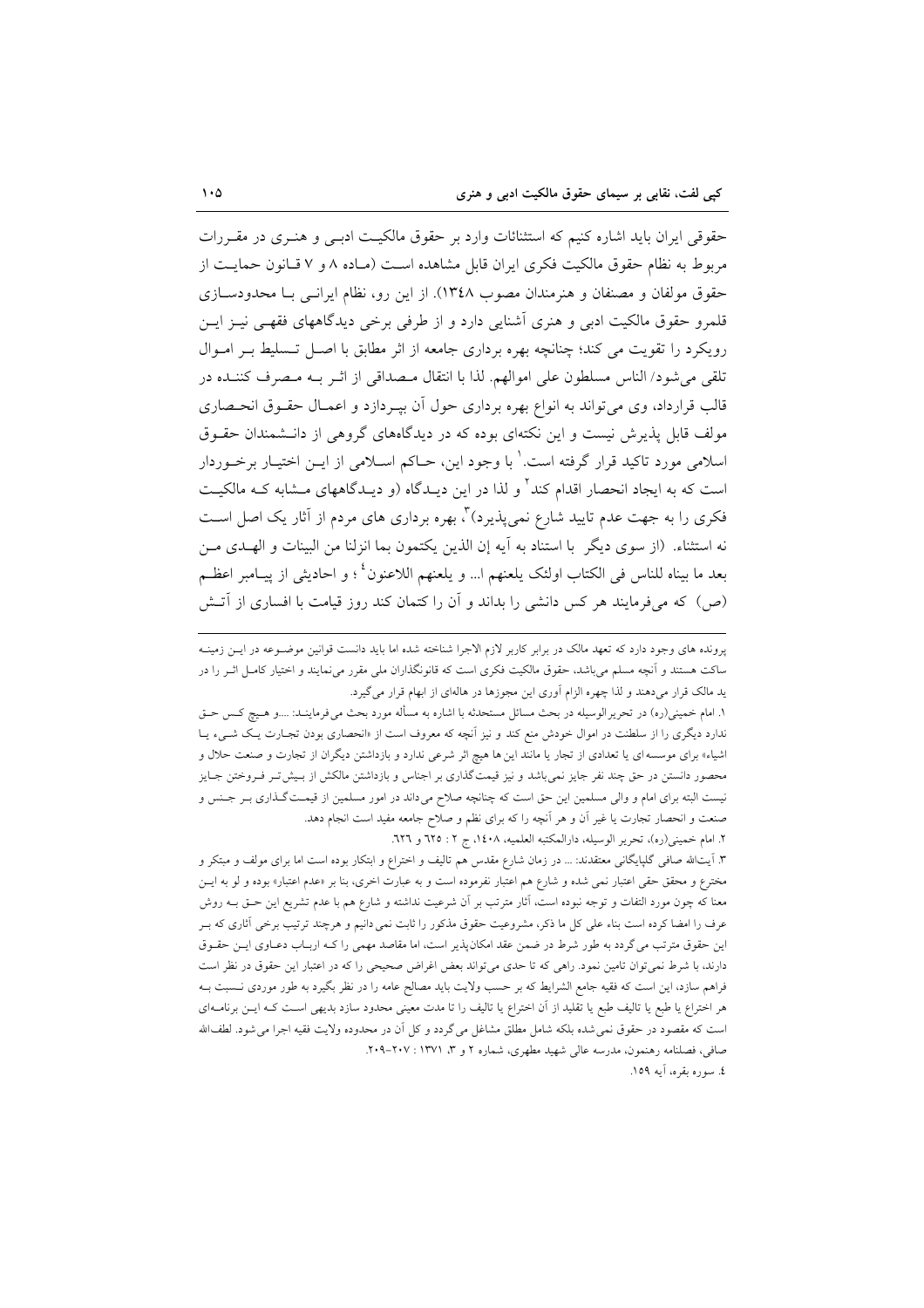حقوقی ایران باید اشاره کنیم که استثنائات وارد بر حقوق مالکیت ادبی و هنری در مقررات مربوط به نظام حقوق مالکیت فکری ایران قابل مشاهده است (ماده ۸ و ۷ قانون حمایت از حقوق مولفان و مصنفان و هنرمندان مصوب ۱۳۴۸). از این رو، نظام ایرانی با محدودسازی قلمرو حقوق مالکیت ادبی و هنری آشنایی دارد و از طرفی برخی دیدگاههای فقهی نیز این رویکرد را تقویت می کند؛ چنانچه بهره برداری جامعه از اثر مطابق با اصل تسلیط بر اموال تلقی می‌شود/ الناس مسلطون علی اموالهم. لذا با انتقال مصداقی از اثر به مصرف کننده در قالب قرارداد، وی می‌تواند به انواع بهره برداری حول آن بپردازد و اعمال حقوق انحصاری مولف قابل پذیرش نیست و این نکته‌ای بوده که در دیدگاه‌های گروهی از دانشمندان حقوق اسلامی مورد تاکید قرار گرفته است.[1] با وجود این، حاکم اسلامی از این اختیار برخوردار است که به ایجاد انحصار اقدام کند[2] و لذا در این دیدگاه (و دیدگاههای مشابه که مالکیت فکری را به جهت عدم تایید شارع نمی‌پذیرد)[3]، بهره برداری های مردم از آثار یک اصل است نه استثناء. (از سوی دیگر با استناد به آیه إن الذین یکتمون بما انزلنا من البینات و الهدی من بعد ما بیناه للناس فی الکتاب اولئک یلعنهم ا... و یلعنهم اللاعنون[4] ؛ و احادیثی از پیامبر اعظم (ص) که می‌فرمایند هر کس دانشی را بداند و آن را کتمان کند روز قیامت با افساری از آتش

---

پرونده های وجود دارد که تعهد مالک در برابر کاربر لازم الاجرا شناخته شده اما باید دانست قوانین موضوعه در این زمینه ساکت هستند و آنچه مسلم می‌باشد، حقوق مالکیت فکری است که قانونگذاران ملی مقرر می‌نمایند و اختیار کامل اثر را در ید مالک قرار می‌دهند و لذا چهره الزام آوری این مجوزها در هاله‌ای از ابهام قرار می‌گیرد.

۱. امام خمینی(ره) در تحریرالوسیله در بحث مسائل مستحدثه با اشاره به مسأله مورد بحث می‌فرمایند: ...و هیچ کس حق ندارد دیگری را از سلطنت در اموال خودش منع کند و نیز آنچه که معروف است از «انحصاری بودن تجارت یک شیء یا اشیاء» برای موسسه ای یا تعدادی از تجار یا مانند این ها هیچ اثر شرعی ندارد و بازداشتن دیگران از تجارت و صنعت حلال و محصور دانستن در حق چند نفر جایز نمی‌باشد و نیز قیمت‌گذاری بر اجناس و بازداشتن مالکش از بیش‌تر فروختن جایز نیست البته برای امام و والی مسلمین این حق است که چنانچه صلاح می‌داند در امور مسلمین از قیمت گذاری بر جنس و صنعت و انحصار تجارت یا غیر آن و هر آنچه را که برای نظم و صلاح جامعه مفید است انجام دهد.

۲. امام خمینی(ره)، تحریر الوسیله، دارالمکتبه العلمیه، ۱۴۰۸، ج ۲ : ۶۲۵ و ۶۲۶.

۳. آیت‌الله صافی گلپایگانی معتقدند: ... در زمان شارع مقدس هم تالیف و اختراع و ابتکار بوده است اما برای مولف و مبتکر و مخترع و محقق حقی اعتبار نمی شده و شارع هم اعتبار نفرموده است و به عبارت اخری، بنا بر «عدم اعتبار» بوده و لو به این معنا که چون مورد التفات و توجه نبوده است، آثار مترتب بر آن شرعیت نداشته و شارع هم با عدم تشریع این حق به روش عرف را امضا کرده است بناء علی کل ما ذکر، مشروعیت حقوق مذکور را ثابت نمی دانیم و هرچند ترتیب برخی آثاری که بر این حقوق مترتب می گردد به طور شرط در ضمن عقد امکان‌پذیر است، اما مقاصد مهمی را که ارباب دعاوی این حقوق دارند، با شرط نمی‌توان تامین نمود. راهی که تا حدی می‌تواند بعض اغراض صحیحی را که در اعتبار این حقوق در نظر است فراهم سازد، این است که فقیه جامع الشرایط که بر حسب ولایت باید مصالح عامه را در نظر بگیرد به طور موردی نسبت به هر اختراع یا طبع یا تالیف طبع یا تقلید از آن اختراع یا تالیف را تا مدت معینی محدود سازد بدیهی است که این برنامه‌ای است که مقصود در حقوق نمی‌شده بلکه شامل مطلق مشاغل می گردد و کل آن در محدوده ولایت فقیه اجرا می‌شود. لطف‌الله صافی، فصلنامه رهنمون، مدرسه عالی شهید مطهری، شماره ۲ و ۳، ۱۳۷۱ : ۲۰۷–۲۰۹.

۴. سوره بقره، آیه ۱۵۹.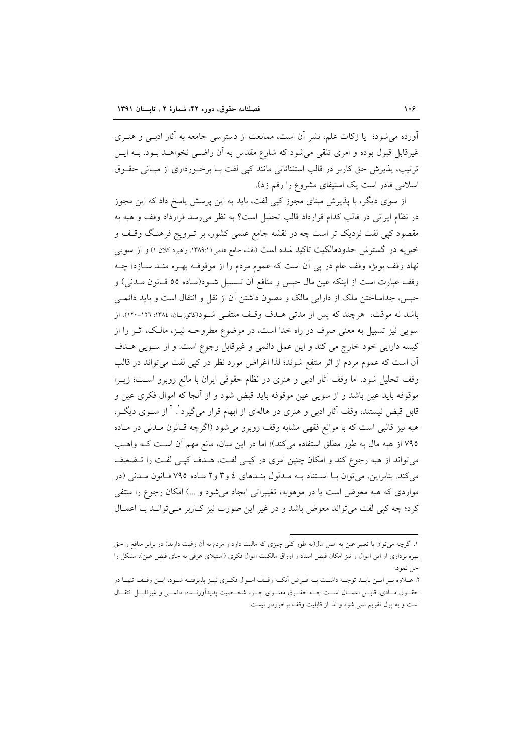آورده می‌شود؛ یا زکات علم، نشر آن است، ممانعت از دسترسی جامعه به آثار ادبی و هنری غیرقابل قبول بوده و امری تلقی می‌شود که شارع مقدس به آن راضی نخواهد بود. به این ترتیب، پذیرش حق کاربر در قالب استثنائاتی مانند کپی لفت با برخورداری از مبانی حقوق اسلامی قادر است یک استیفای مشروع را رقم زد).

از سوی دیگر، با پذیرش مبنای مجوز کپی لفت، باید به این پرسش پاسخ داد که این مجوز در نظام ایرانی در قالب کدام قرارداد قالب تحلیل است؟ به نظر می‌رسد قرارداد وقف و هبه به مقصود کپی لفت نزدیک تر است چه در نقشه جامع علمی کشور، بر ترویج فرهنگ وقف و خیریه در گسترش حدودمالکیت تاکید شده است (نقشه جامع علمی۱۳۸۹:۱۱، راهبرد کلان ۱) و از سویی نهاد وقف بویژه وقف عام در پی آن است که عموم مردم را از موقوفه بهره مند سازد؛ چه وقف عبارت است از اینکه عین مال حبس و منافع آن تسبیل شود(ماده ۵۵ قانون مدنی) و حبس، جداساختن ملک از دارایی مالک و مصون داشتن آن از نقل و انتقال است و باید دائمی باشد نه موقت، هرچند که پس از مدتی هدف وقف منتفی شود(کاتوزیان، ۱۳۸٤: ۱۲٦-۱۲۰). از سویی نیز تسبیل به معنی صرف در راه خدا است، در موضوع مطروحه نیز، مالک، اثر را از کیسه دارایی خود خارج می کند و این عمل دائمی و غیرقابل رجوع است. و از سویی هدف آن است که عموم مردم از اثر منتفع شوند؛ لذا اغراض مورد نظر در کپی لفت می‌تواند در قالب وقف تحلیل شود. اما وقف آثار ادبی و هنری در نظام حقوقی ایران با مانع روبرو است؛ زیرا موقوفه باید عین باشد و از سویی عین موقوفه باید قبض شود و از آنجا که اموال فکری عین و قابل قبض نیستند، وقف آثار ادبی و هنری در هاله‌ای از ابهام قرار می‌گیرد[۱، ۲]. از سوی دیگر، هبه نیز قالبی است که با موانع فقهی مشابه وقف روبرو می‌شود (اگرچه قانون مدنی در ماده ۷۹۵ از هبه مال به طور مطلق استفاده می‌کند)؛ اما در این میان، مانع مهم آن است که واهب می‌تواند از هبه رجوع کند و امکان چنین امری در کپی لفت، هدف کپی لفت را تضعیف می‌کند. بنابراین، می‌توان با استناد به مدلول بندهای ٤ و۳ و۲ ماده ۷۹۵ قانون مدنی (در مواردی که هبه معوض است یا در موهوبه، تغییراتی ایجاد می‌شود و ...) امکان رجوع را منتفی کرد؛ چه کپی لفت می‌تواند معوض باشد و در غیر این صورت نیز کاربر می‌تواند با اعمال

---

۱. اگرچه می‌توان با تعبیر عین به اصل مال(به طور کلی چیزی که مالیت دارد و مردم به آن رغبت دارند) در برابر منافع و حق بهره برداری از این اموال و نیز امکان قبض اسناد و اوراق مالکیت اموال فکری (استیلای عرفی به جای قبض عین)، مشکل را حل نمود.

۲. علاوه بر این باید توجه داشت به فرض آنکه وقف اموال فکری نیز پذیرفته شود، این وقف تنها در حقوق مادی، قابل اعمال است چه حقوق معنوی جزء شخصیت پدیدآورنده، دائمی و غیرقابل انتقال است و به پول تقویم نمی شود و لذا از قابلیت وقف برخوردار نیست.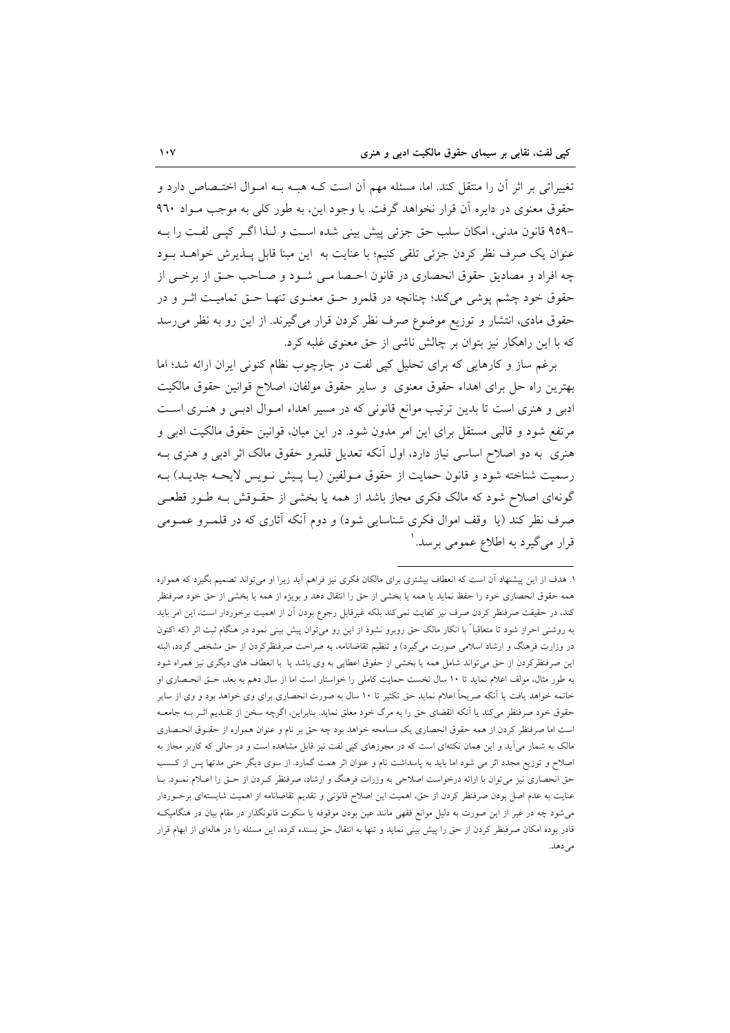تغییراتی بر اثر آن را منتقل کند. اما، مسئله مهم آن است کـه هبـه بـه امـوال اختـصاص دارد و حقوق معنوی در دایره آن قرار نخواهد گرفت. با وجود این، به طور کلی به موجب مـواد ۹۶۰ –۹۵۹ قانون مدنی، امکان سلب حق جزئی پیش بینی شده اسـت و لـذا اگـر کپـی لفـت را بـه عنوان یک صرف نظر کردن جزئی تلقی کنیم؛ با عنایت به این مبنا قابل پـذیرش خواهـد بـود چه افراد و مصادیق حقوق انحصاری در قانون احـصا مـی شـود و صـاحب حـق از برخـی از حقوق خود چشم پوشی می‌کند؛ چنانچه در قلمرو حـق معنـوی تنهـا حـق تمامیـت اثـر و در حقوق مادی، انتشار و توزیع موضوع صرف نظر کردن قرار می‌گیرند. از این رو به نظر می‌رسد که با این راهکار نیز بتوان بر چالش ناشی از حق معنوی غلبه کرد.

برغم ساز و کارهایی که برای تحلیل کپی لفت در چارچوب نظام کنونی ایران ارائه شد؛ اما بهترین راه حل برای اهداء حقوق معنوی و سایر حقوق مولفان، اصلاح قوانین حقوق مالکیت ادبی و هنری است تا بدین ترتیب موانع قانونی که در مسیر اهداء امـوال ادبـی و هنـری اسـت مرتفع شود و قالبی مستقل برای این امر مدون شود. در این میان، قوانین حقوق مالکیت ادبی و هنری به دو اصلاح اساسی نیاز دارد، اول آنکه تعدیل قلمرو حقوق مالک اثر ادبی و هنری بـه رسمیت شناخته شود و قانون حمایت از حقوق مـولفین (یـا پـیش نـویس لایحـه جدیـد) بـه گونه‌ای اصلاح شود که مالک فکری مجاز باشد از همه یا بخشی از حقـوقش بـه طـور قطعـی صرف نظر کند (یا وقف اموال فکری شناسایی شود) و دوم آنکه آثاری که در قلمـرو عمـومی قرار می‌گیرد به اطلاع عمومی برسد.[1]

---

[1] هدف از این پیشنهاد آن است که انعطاف بیشتری برای مالکان فکری نیز فراهم آید زیرا او می‌تواند تصمیم بگیرد که همواره همه حقوق انحصاری خود را حفظ نماید یا همه یا بخشی از حق را انتقال دهد و بویژه از همه یا بخشی از حق خود صرفنظر کند، در حقیقت صرفنظر کردن صرف نیز کفایت نمی‌کند بلکه غیرقابل رجوع بودن آن از اهمیت برخوردار است، این امر باید به روشنی احراز شود تا متعاقباً با انکار مالک حق روبرو نشود از این رو می‌توان پیش بینی نمود در هنگام ثبت اثر (که اکنون در وزارت فرهنگ و ارشاد اسلامی صورت می‌گیرد) و تنظیم تقاضانامه، به صراحت صرفنظرکردن از حق مشخص گردد، البته این صرفنظرکردن از حق می‌تواند شامل همه یا بخشی از حقوق اعطایی به وی باشد یا با انعطاف های دیگری نیز همراه شود به طور مثال، مولف اعلام نماید تا ۱۰ سال نخست حمایت کاملی را خواستار است اما از سال دهم به بعد، حـق انحـصاری او خاتمه خواهد یافت یا آنکه صریحاً اعلام نماید حق تکثیر تا ۱۰ سال به صورت انحصاری برای وی خواهد بود و وی از سایر حقوق خود صرفنظر می‌کند یا آنکه انقضای حق را به مرگ خود معلق نماید. بنابراین، اگرچه سخن از تقـدیم اثـر بـه جامعـه است اما صرفنظر کردن از همه حقوق انحصاری یک مسامحه خواهد بود چه حق بر نام و عنوان همواره از حقـوق انحـصاری مالک به شمار می‌آید و این همان نکته‌ای است که در مجوزهای کپی لفت نیز قابل مشاهده است و در حالی که کاربر مجاز به اصلاح و توزیع مجدد اثر می شود اما باید به پاسداشت نام و عنوان اثر همت گمارد. از سوی دیگر حتی مدتها پس از کـسب حق انحصاری نیز می‌توان با ارائه درخواست اصلاحی به وزارت فرهنگ و ارشاد، صرفنظر کـردن از حـق را اعـلام نمـود. بـا عنایت به عدم اصل بودن صرفنظر کردن از حق، اهمیت این اصلاح قانونی و تقدیم تقاضانامه از اهمیت شایسته‌ای برخـوردار می‌شود چه در غیر از این صورت به دلیل موانع فقهی مانند عین بودن موقوفه یا سکوت قانونگذار در مقام بیان در هنگامیکـه قادر بوده امکان صرفنظر کردن از حق را پیش بینی نماید و تنها به انتقال حق بسنده کرده، این مسئله را در هاله‌ای از ابهام قرار می‌دهد.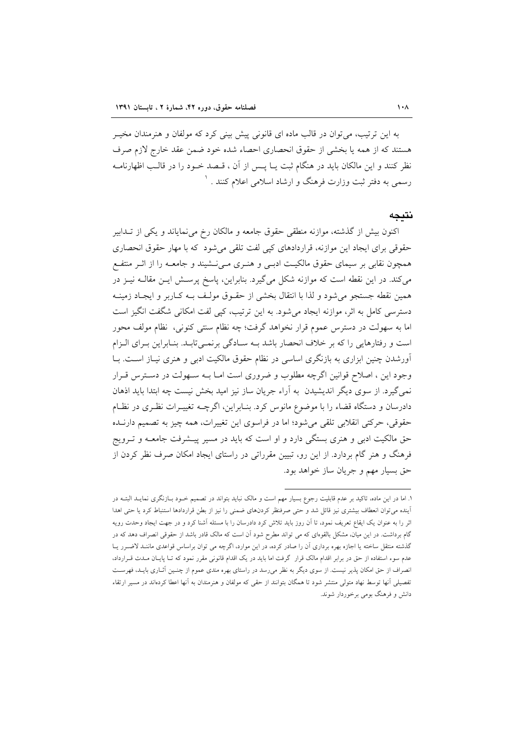به این ترتیب، می‌توان در قالب ماده ای قانونی پیش بینی کرد که مولفان و هنرمندان مخیر هستند که از همه یا بخشی از حقوق انحصاری احصاء شده خود ضمن عقد خارج لازم صرف نظر کنند و این مالکان باید در هنگام ثبت یا پس از آن ، قصد خود را در قالب اظهارنامه رسمی به دفتر ثبت وزارت فرهنگ و ارشاد اسلامی اعلام کنند .[1]

## نتیجه

اکنون بیش از گذشته، موازنه منطقی حقوق جامعه و مالکان رخ می‌نمایاند و یکی از تدابیر حقوقی برای ایجاد این موازنه، قراردادهای کپی لفت تلقی می‌شود که با مهار حقوق انحصاری همچون نقابی بر سیمای حقوق مالکیت ادبی و هنری می‌نشیند و جامعه را از اثر منتفع می‌کند. در این نقطه است که موازنه شکل می‌گیرد. بنابراین، پاسخ پرسش این مقاله نیز در همین نقطه جستجو می‌شود و لذا با انتقال بخشی از حقوق مولف به کاربر و ایجاد زمینه دسترسی کامل به اثر، موازنه ایجاد می‌شود. به این ترتیب، کپی لفت امکانی شگفت انگیز است اما به سهولت در دسترس عموم قرار نخواهد گرفت؛ چه نظام سنتی کنونی، نظام مولف محور است و رفتارهایی را که بر خلاف انحصار باشد به سادگی برنمی‌تابد. بنابراین برای الزام آورشدن چنین ابزاری به بازنگری اساسی در نظام حقوق مالکیت ادبی و هنری نیاز است. با وجود این ، اصلاح قوانین اگرچه مطلوب و ضروری است اما به سهولت در دسترس قرار نمی‌گیرد. از سوی دیگر اندیشیدن به آراء جریان ساز نیز امید بخش نیست چه ابتدا باید اذهان دادرسان و دستگاه قضاء را با موضوع مانوس کرد. بنابراین، اگرچه تغییرات نظری در نظام حقوقی، حرکتی انقلابی تلقی می‌شود؛ اما در فراسوی این تغییرات، همه چیز به تصمیم دارنده حق مالکیت ادبی و هنری بستگی دارد و او است که باید در مسیر پیشرفت جامعه و ترویج فرهنگ و هنر گام بردارد. از این رو، تبیین مقرراتی در راستای ایجاد امکان صرف نظر کردن از حق بسیار مهم و جریان ساز خواهد بود.

---

[1] . اما در این ماده، تاکید بر عدم قابلیت رجوع بسیار مهم است و مالک نباید بتواند در تصمیم خود بازنگری نماید البته در آینده می‌توان انعطاف بیشتری نیز قائل شد و حتی صرفنظر کردن‌های ضمنی را نیز از بطن قراردادها استنباط کرد یا حتی اهدا اثر را به عنوان یک ایقاع تعریف نمود، تا آن روز باید تلاش کرد دادرسان را با مسئله آشنا کرد و در جهت ایجاد وحدت رویه گام برداشت. در این میان، مشکل بالقوه‌ای که می تواند مطرح شود آن است که مالک قادر باشد از حقوقی انصراف دهد که در گذشته منتقل ساخته یا اجازه بهره برداری آن را صادر کرده، در این موارد، اگرچه می توان براساس قواعدی مانند لاضرر یا عدم سوء استفاده از حق در برابر اقدام مالک قرار گرفت اما باید در یک اقدام قانونی مقرر نمود که تا پایان مدت قرارداد، انصراف از حق امکان پذیر نیست. از سوی دیگر به نظر می‌رسد در راستای بهره مندی عموم از چنین آثاری باید، فهرست تفصیلی آنها توسط نهاد متولی منتشر شود تا همگان بتوانند از حقی که مولفان و هنرمندان به آنها اعطا کرده‌اند در مسیر ارتقاء دانش و فرهنگ بومی برخوردار شوند.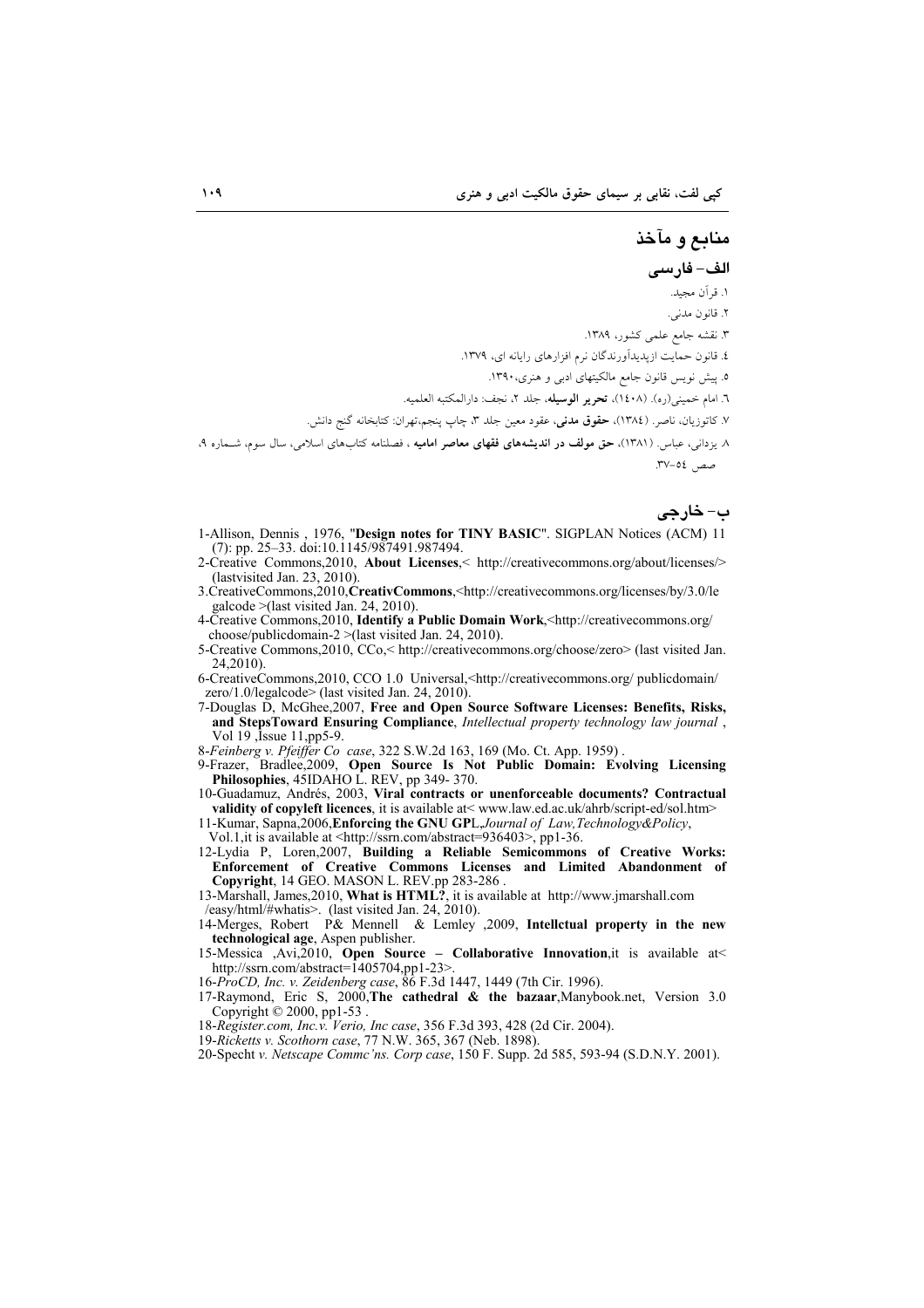## منابع و مآخذ

### الف- فارسی

۱. قرآن مجید.

۲. قانون مدنی.

۳. نقشه جامع علمی کشور، ۱۳۸۹.

٤. قانون حمایت ازپدیدآورندگان نرم افزارهای رایانه ای، ۱۳۷۹.

٥. پیش نویس قانون جامع مالکیتهای ادبی و هنری،۱۳۹۰.

٦. امام خمینی(ره). (١٤٠٨)، **تحریر الوسیله**، جلد ۲، نجف: دارالمکتبه العلمیه.

۷. کاتوزیان، ناصر. (١٣٨٤)، **حقوق مدنی**، عقود معین جلد ۳، چاپ پنجم،تهران: کتابخانه گنج دانش.

۸. یزدانی، عباس. (١٣٨١)، **حق مولف در اندیشه‌های فقهای معاصر امامیه** ، فصلنامه کتاب‌های اسلامی، سال سوم، شماره ۹، صص ٥٤-۳۷.

### ب- خارجی

1-Allison, Dennis , 1976, "**Design notes for TINY BASIC**". SIGPLAN Notices (ACM) 11 (7): pp. 25–33. doi:10.1145/987491.987494.

2-Creative Commons,2010, **About Licenses**,< http://creativecommons.org/about/licenses/> (lastvisited Jan. 23, 2010).

3.CreativeCommons,2010,**CreativCommons**,<http://creativecommons.org/licenses/by/3.0/legalcode >(last visited Jan. 24, 2010).

4-Creative Commons,2010, **Identify a Public Domain Work**,<http://creativecommons.org/choose/publicdomain-2 >(last visited Jan. 24, 2010).

5-Creative Commons,2010, CCo,< http://creativecommons.org/choose/zero> (last visited Jan. 24,2010).

6-CreativeCommons,2010, CCO 1.0 Universal,<http://creativecommons.org/ publicdomain/zero/1.0/legalcode> (last visited Jan. 24, 2010).

7-Douglas D, McGhee,2007, **Free and Open Source Software Licenses: Benefits, Risks, and StepsToward Ensuring Compliance**, *Intellectual property technology law journal* , Vol 19 ,Issue 11,pp5-9.

8-*Feinberg v. Pfeiffer Co case*, 322 S.W.2d 163, 169 (Mo. Ct. App. 1959) .

9-Frazer, Bradlee,2009, **Open Source Is Not Public Domain: Evolving Licensing Philosophies**, 45IDAHO L. REV, pp 349- 370.

10-Guadamuz, Andrés, 2003, **Viral contracts or unenforceable documents? Contractual validity of copyleft licences**, it is available at< www.law.ed.ac.uk/ahrb/script-ed/sol.htm>

11-Kumar, Sapna,2006,**Enforcing the GNU GP**L,*Journal of Law,Technology&Policy*, Vol.1,it is available at <http://ssrn.com/abstract=936403>, pp1-36.

12-Lydia P, Loren,2007, **Building a Reliable Semicommons of Creative Works: Enforcement of Creative Commons Licenses and Limited Abandonment of Copyright**, 14 GEO. MASON L. REV.pp 283-286 .

13-Marshall, James,2010, **What is HTML?**, it is available at http://www.jmarshall.com /easy/html/#whatis>. (last visited Jan. 24, 2010).

14-Merges, Robert P& Mennell & Lemley ,2009, **Intellctual property in the new technological age**, Aspen publisher.

15-Messica ,Avi,2010, **Open Source – Collaborative Innovation**,it is available at< http://ssrn.com/abstract=1405704,pp1-23>.

16-*ProCD, Inc. v. Zeidenberg case*, 86 F.3d 1447, 1449 (7th Cir. 1996).

17-Raymond, Eric S, 2000,**The cathedral & the bazaar**,Manybook.net, Version 3.0 Copyright © 2000, pp1-53 .

18-*Register.com, Inc.v. Verio, Inc case*, 356 F.3d 393, 428 (2d Cir. 2004).

19-*Ricketts v. Scothorn case*, 77 N.W. 365, 367 (Neb. 1898).

20-Specht *v. Netscape Commc'ns. Corp case*, 150 F. Supp. 2d 585, 593-94 (S.D.N.Y. 2001).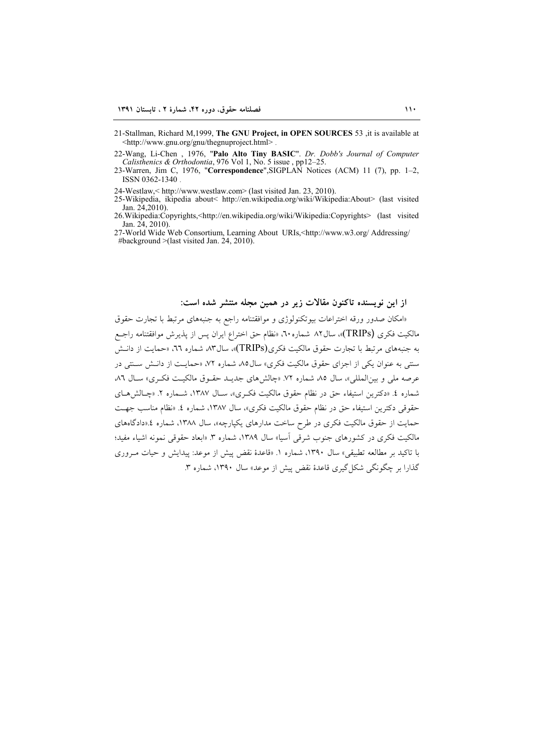21-Stallman, Richard M,1999, **The GNU Project, in OPEN SOURCES** 53 ,it is available at <http://www.gnu.org/gnu/thegnuproject.html> .

22-Wang, Li-Chen , 1976, "**Palo Alto Tiny BASIC**". *Dr. Dobb's Journal of Computer Calisthenics & Orthodontia*, 976 Vol 1, No. 5 issue , pp12–25.

23-Warren, Jim C, 1976, "**Correspondence**",SIGPLAN Notices (ACM) 11 (7), pp. 1–2, ISSN 0362-1340 .

24-Westlaw,< http://www.westlaw.com> (last visited Jan. 23, 2010).

25-Wikipedia, ikipedia about< http://en.wikipedia.org/wiki/Wikipedia:About> (last visited Jan. 24,2010).

26.Wikipedia:Copyrights,<http://en.wikipedia.org/wiki/Wikipedia:Copyrights> (last visited Jan. 24, 2010).

27-World Wide Web Consortium, Learning About URIs,<http://www.w3.org/ Addressing/ #background >(last visited Jan. 24, 2010).

**از این نویسنده تاکنون مقالات زیر در همین مجله منتشر شده است:**

«امکان صدور ورقه اختراعات بیوتکنولوژی و موافقتنامه راجع به جنبه‌های مرتبط با تجارت حقوق مالکیت فکری (TRIPs)»، سال۸۲ شماره ٦٠. «نظام حق اختراع ایران پس از پذیرش موافقتنامه راجع به جنبه‌های مرتبط با تجارت حقوق مالکیت فکری(TRIPs)»، سال۸۳، شماره ٦٦. «حمایت از دانش سنتی به عنوان یکی از اجزای حقوق مالکیت فکری» سال۸۵، شماره ۷۲. «حمایت از دانش سنتی در عرصه ملی و بین‌المللی»، سال ۸۵، شماره ۷۲. «چالش‌های جدید حقوق مالکیت فکری» سال ۸٦، شماره ٤. «دکترین استیفاء حق در نظام حقوق مالکیت فکری»، سال ۱۳۸۷، شماره ۲. «چالش‌های حقوقی دکترین استیفاء حق در نظام حقوق مالکیت فکری»، سال ۱۳۸۷، شماره ٤. «نظام مناسب جهت حمایت از حقوق مالکیت فکری در طرح ساخت مدارهای یکپارچه»، سال ۱۳۸۸، شماره ٤.«دادگاه‌های مالکیت فکری در کشورهای جنوب شرقی آسیا» سال ۱۳۸۹، شماره ۳. «ابعاد حقوقی نمونه اشیاء مفید؛ با تاکید بر مطالعه تطبیقی» سال ۱۳۹۰، شماره ۱. «قاعدهٔ نقض پیش از موعد: پیدایش و حیات مروری گذارا بر چگونگی شکل‌گیری قاعدهٔ نقض پیش از موعد» سال ۱۳۹۰، شماره ۳.